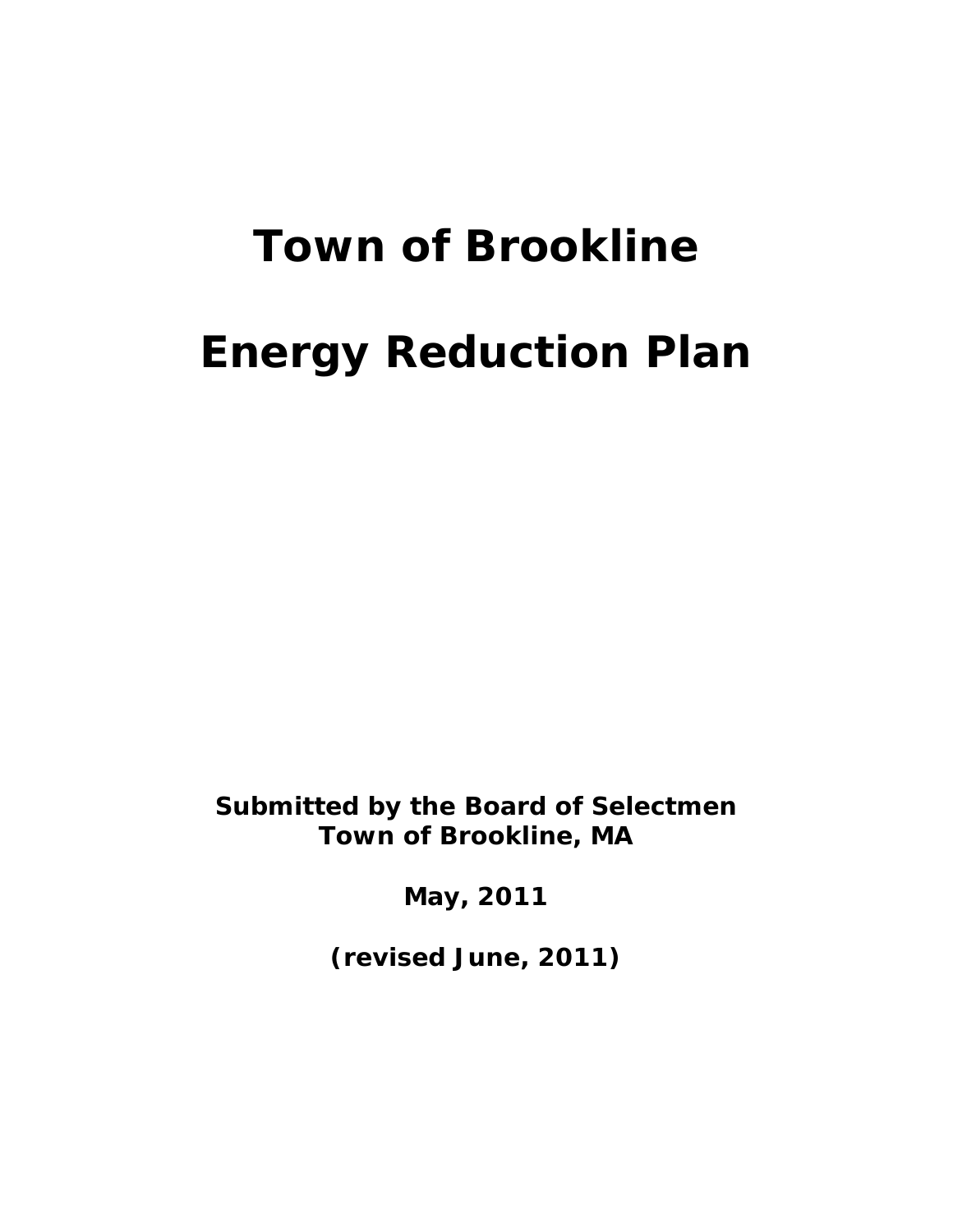# Town of Brookline

# Energy Reduction Plan

**Submitted by the Board of Selectmen**
**Town of Brookline, MA**

**May, 2011**

**(revised June, 2011)**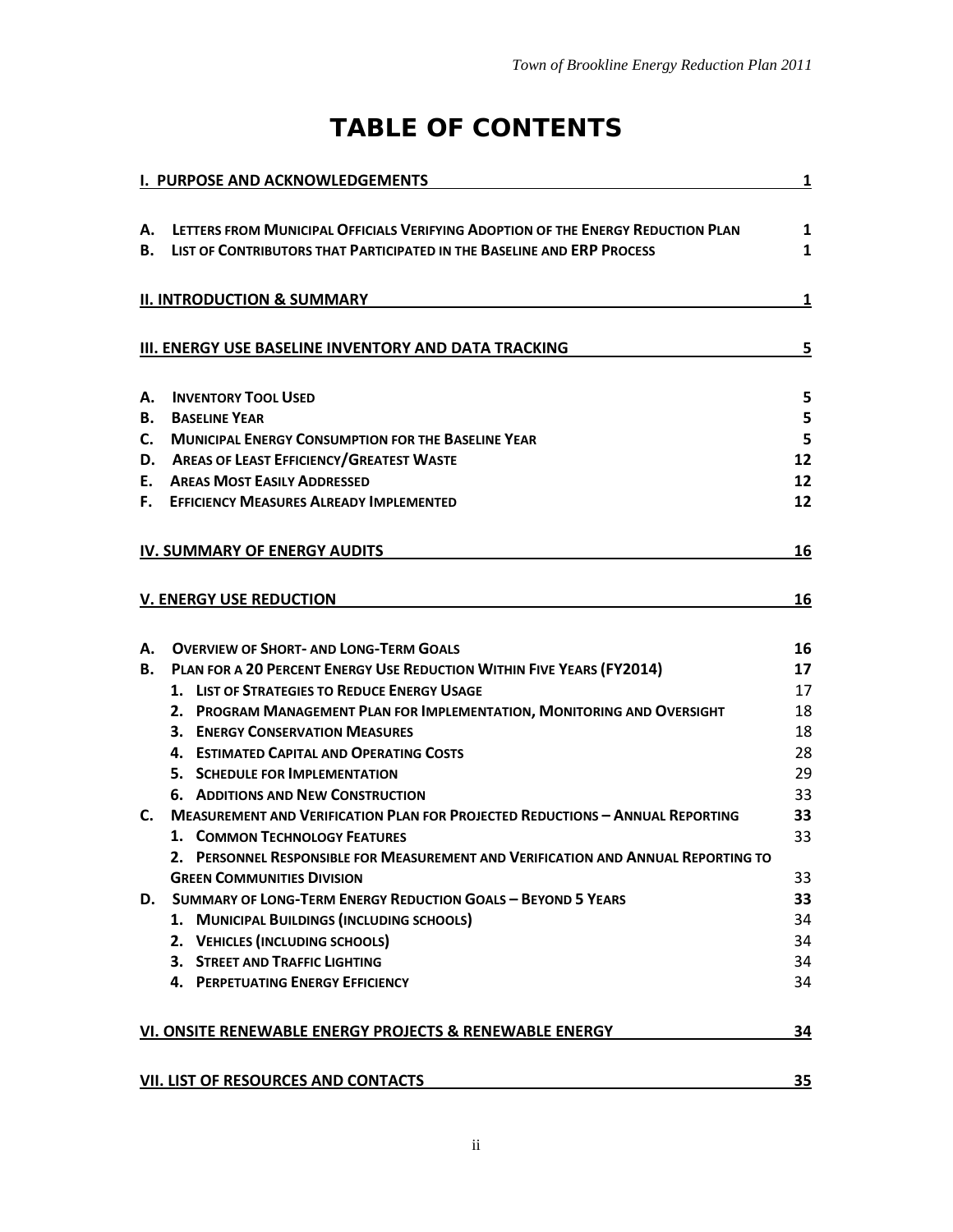# TABLE OF CONTENTS

| | |
|---|---|
| **I. PURPOSE AND ACKNOWLEDGEMENTS** | **1** |
| **A. LETTERS FROM MUNICIPAL OFFICIALS VERIFYING ADOPTION OF THE ENERGY REDUCTION PLAN** | **1** |
| **B. LIST OF CONTRIBUTORS THAT PARTICIPATED IN THE BASELINE AND ERP PROCESS** | **1** |
| **II. INTRODUCTION & SUMMARY** | **1** |
| **III. ENERGY USE BASELINE INVENTORY AND DATA TRACKING** | **5** |
| **A. INVENTORY TOOL USED** | **5** |
| **B. BASELINE YEAR** | **5** |
| **C. MUNICIPAL ENERGY CONSUMPTION FOR THE BASELINE YEAR** | **5** |
| **D. AREAS OF LEAST EFFICIENCY/GREATEST WASTE** | **12** |
| **E. AREAS MOST EASILY ADDRESSED** | **12** |
| **F. EFFICIENCY MEASURES ALREADY IMPLEMENTED** | **12** |
| **IV. SUMMARY OF ENERGY AUDITS** | **16** |
| **V. ENERGY USE REDUCTION** | **16** |
| **A. OVERVIEW OF SHORT- AND LONG-TERM GOALS** | **16** |
| **B. PLAN FOR A 20 PERCENT ENERGY USE REDUCTION WITHIN FIVE YEARS (FY2014)** | **17** |
| **1. LIST OF STRATEGIES TO REDUCE ENERGY USAGE** | 17 |
| **2. PROGRAM MANAGEMENT PLAN FOR IMPLEMENTATION, MONITORING AND OVERSIGHT** | 18 |
| **3. ENERGY CONSERVATION MEASURES** | 18 |
| **4. ESTIMATED CAPITAL AND OPERATING COSTS** | 28 |
| **5. SCHEDULE FOR IMPLEMENTATION** | 29 |
| **6. ADDITIONS AND NEW CONSTRUCTION** | 33 |
| **C. MEASUREMENT AND VERIFICATION PLAN FOR PROJECTED REDUCTIONS – ANNUAL REPORTING** | **33** |
| **1. COMMON TECHNOLOGY FEATURES** | 33 |
| **2. PERSONNEL RESPONSIBLE FOR MEASUREMENT AND VERIFICATION AND ANNUAL REPORTING TO GREEN COMMUNITIES DIVISION** | 33 |
| **D. SUMMARY OF LONG-TERM ENERGY REDUCTION GOALS – BEYOND 5 YEARS** | **33** |
| **1. MUNICIPAL BUILDINGS (INCLUDING SCHOOLS)** | 34 |
| **2. VEHICLES (INCLUDING SCHOOLS)** | 34 |
| **3. STREET AND TRAFFIC LIGHTING** | 34 |
| **4. PERPETUATING ENERGY EFFICIENCY** | 34 |
| **VI. ONSITE RENEWABLE ENERGY PROJECTS & RENEWABLE ENERGY** | **34** |
| **VII. LIST OF RESOURCES AND CONTACTS** | **35** |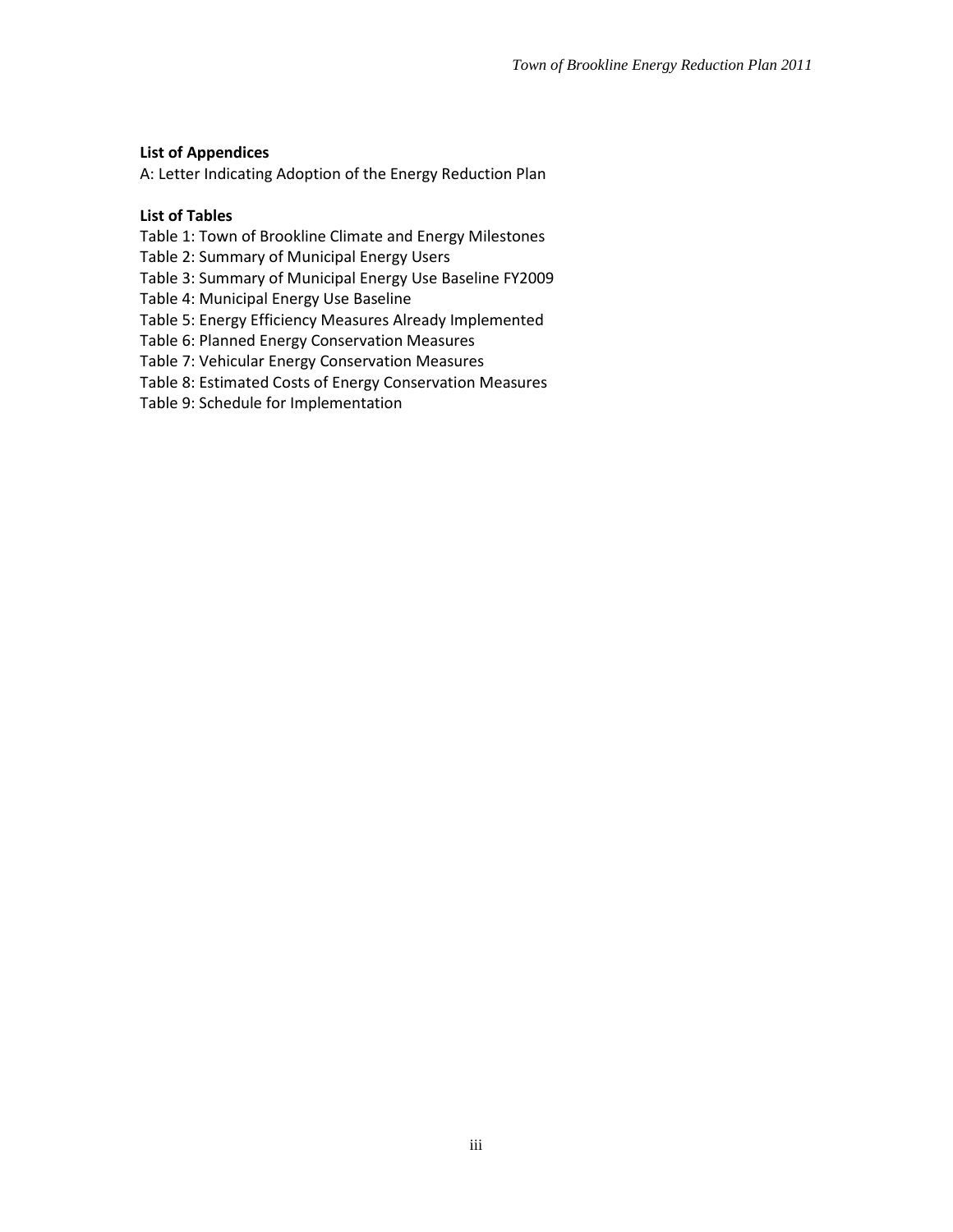**List of Appendices**

A: Letter Indicating Adoption of the Energy Reduction Plan

**List of Tables**

Table 1: Town of Brookline Climate and Energy Milestones
Table 2: Summary of Municipal Energy Users
Table 3: Summary of Municipal Energy Use Baseline FY2009
Table 4: Municipal Energy Use Baseline
Table 5: Energy Efficiency Measures Already Implemented
Table 6: Planned Energy Conservation Measures
Table 7: Vehicular Energy Conservation Measures
Table 8: Estimated Costs of Energy Conservation Measures
Table 9: Schedule for Implementation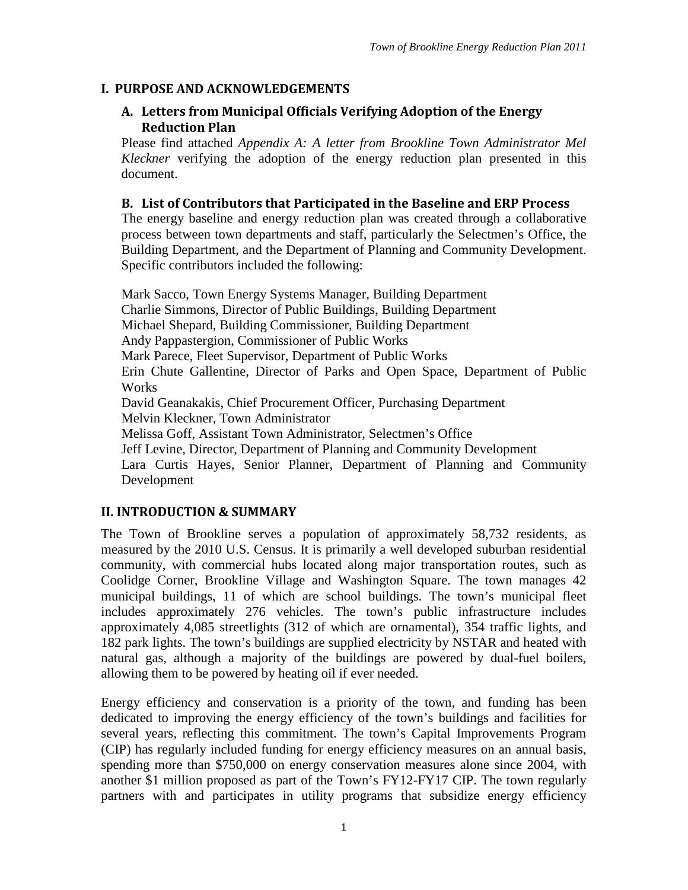## I. PURPOSE AND ACKNOWLEDGEMENTS

### A. Letters from Municipal Officials Verifying Adoption of the Energy Reduction Plan

Please find attached *Appendix A: A letter from Brookline Town Administrator Mel Kleckner* verifying the adoption of the energy reduction plan presented in this document.

### B. List of Contributors that Participated in the Baseline and ERP Process

The energy baseline and energy reduction plan was created through a collaborative process between town departments and staff, particularly the Selectmen's Office, the Building Department, and the Department of Planning and Community Development. Specific contributors included the following:

Mark Sacco, Town Energy Systems Manager, Building Department
Charlie Simmons, Director of Public Buildings, Building Department
Michael Shepard, Building Commissioner, Building Department
Andy Pappastergion, Commissioner of Public Works
Mark Parece, Fleet Supervisor, Department of Public Works
Erin Chute Gallentine, Director of Parks and Open Space, Department of Public Works
David Geanakakis, Chief Procurement Officer, Purchasing Department
Melvin Kleckner, Town Administrator
Melissa Goff, Assistant Town Administrator, Selectmen's Office
Jeff Levine, Director, Department of Planning and Community Development
Lara Curtis Hayes, Senior Planner, Department of Planning and Community Development

## II. INTRODUCTION & SUMMARY

The Town of Brookline serves a population of approximately 58,732 residents, as measured by the 2010 U.S. Census. It is primarily a well developed suburban residential community, with commercial hubs located along major transportation routes, such as Coolidge Corner, Brookline Village and Washington Square. The town manages 42 municipal buildings, 11 of which are school buildings. The town's municipal fleet includes approximately 276 vehicles. The town's public infrastructure includes approximately 4,085 streetlights (312 of which are ornamental), 354 traffic lights, and 182 park lights. The town's buildings are supplied electricity by NSTAR and heated with natural gas, although a majority of the buildings are powered by dual-fuel boilers, allowing them to be powered by heating oil if ever needed.

Energy efficiency and conservation is a priority of the town, and funding has been dedicated to improving the energy efficiency of the town's buildings and facilities for several years, reflecting this commitment. The town's Capital Improvements Program (CIP) has regularly included funding for energy efficiency measures on an annual basis, spending more than $750,000 on energy conservation measures alone since 2004, with another $1 million proposed as part of the Town's FY12-FY17 CIP. The town regularly partners with and participates in utility programs that subsidize energy efficiency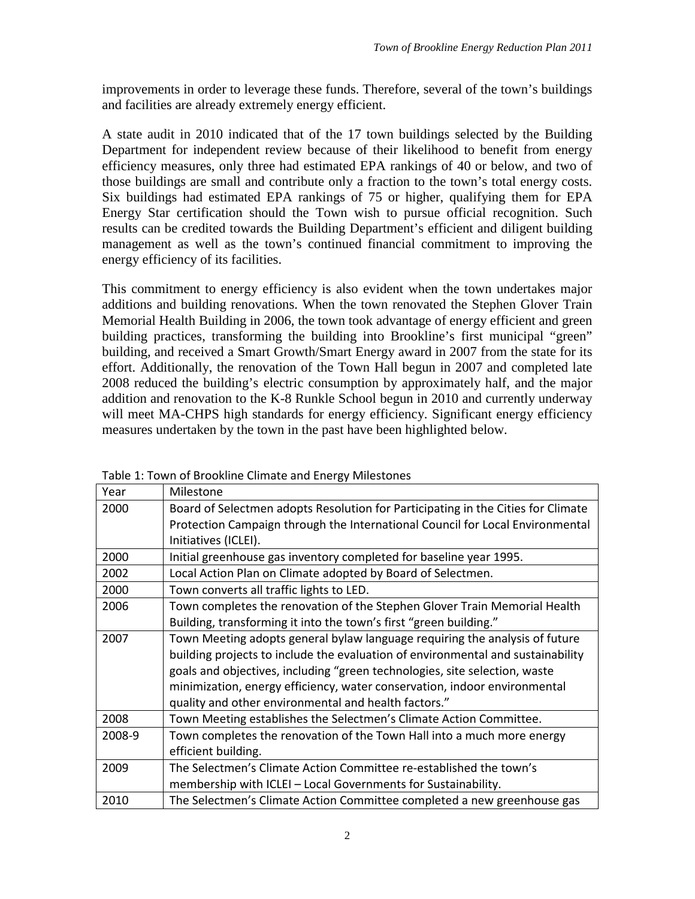improvements in order to leverage these funds. Therefore, several of the town's buildings and facilities are already extremely energy efficient.

A state audit in 2010 indicated that of the 17 town buildings selected by the Building Department for independent review because of their likelihood to benefit from energy efficiency measures, only three had estimated EPA rankings of 40 or below, and two of those buildings are small and contribute only a fraction to the town's total energy costs. Six buildings had estimated EPA rankings of 75 or higher, qualifying them for EPA Energy Star certification should the Town wish to pursue official recognition. Such results can be credited towards the Building Department's efficient and diligent building management as well as the town's continued financial commitment to improving the energy efficiency of its facilities.

This commitment to energy efficiency is also evident when the town undertakes major additions and building renovations. When the town renovated the Stephen Glover Train Memorial Health Building in 2006, the town took advantage of energy efficient and green building practices, transforming the building into Brookline's first municipal "green" building, and received a Smart Growth/Smart Energy award in 2007 from the state for its effort. Additionally, the renovation of the Town Hall begun in 2007 and completed late 2008 reduced the building's electric consumption by approximately half, and the major addition and renovation to the K-8 Runkle School begun in 2010 and currently underway will meet MA-CHPS high standards for energy efficiency. Significant energy efficiency measures undertaken by the town in the past have been highlighted below.

Table 1: Town of Brookline Climate and Energy Milestones

| Year | Milestone |
|---|---|
| 2000 | Board of Selectmen adopts Resolution for Participating in the Cities for Climate Protection Campaign through the International Council for Local Environmental Initiatives (ICLEI). |
| 2000 | Initial greenhouse gas inventory completed for baseline year 1995. |
| 2002 | Local Action Plan on Climate adopted by Board of Selectmen. |
| 2000 | Town converts all traffic lights to LED. |
| 2006 | Town completes the renovation of the Stephen Glover Train Memorial Health Building, transforming it into the town's first "green building." |
| 2007 | Town Meeting adopts general bylaw language requiring the analysis of future building projects to include the evaluation of environmental and sustainability goals and objectives, including "green technologies, site selection, waste minimization, energy efficiency, water conservation, indoor environmental quality and other environmental and health factors." |
| 2008 | Town Meeting establishes the Selectmen's Climate Action Committee. |
| 2008-9 | Town completes the renovation of the Town Hall into a much more energy efficient building. |
| 2009 | The Selectmen's Climate Action Committee re-established the town's membership with ICLEI – Local Governments for Sustainability. |
| 2010 | The Selectmen's Climate Action Committee completed a new greenhouse gas |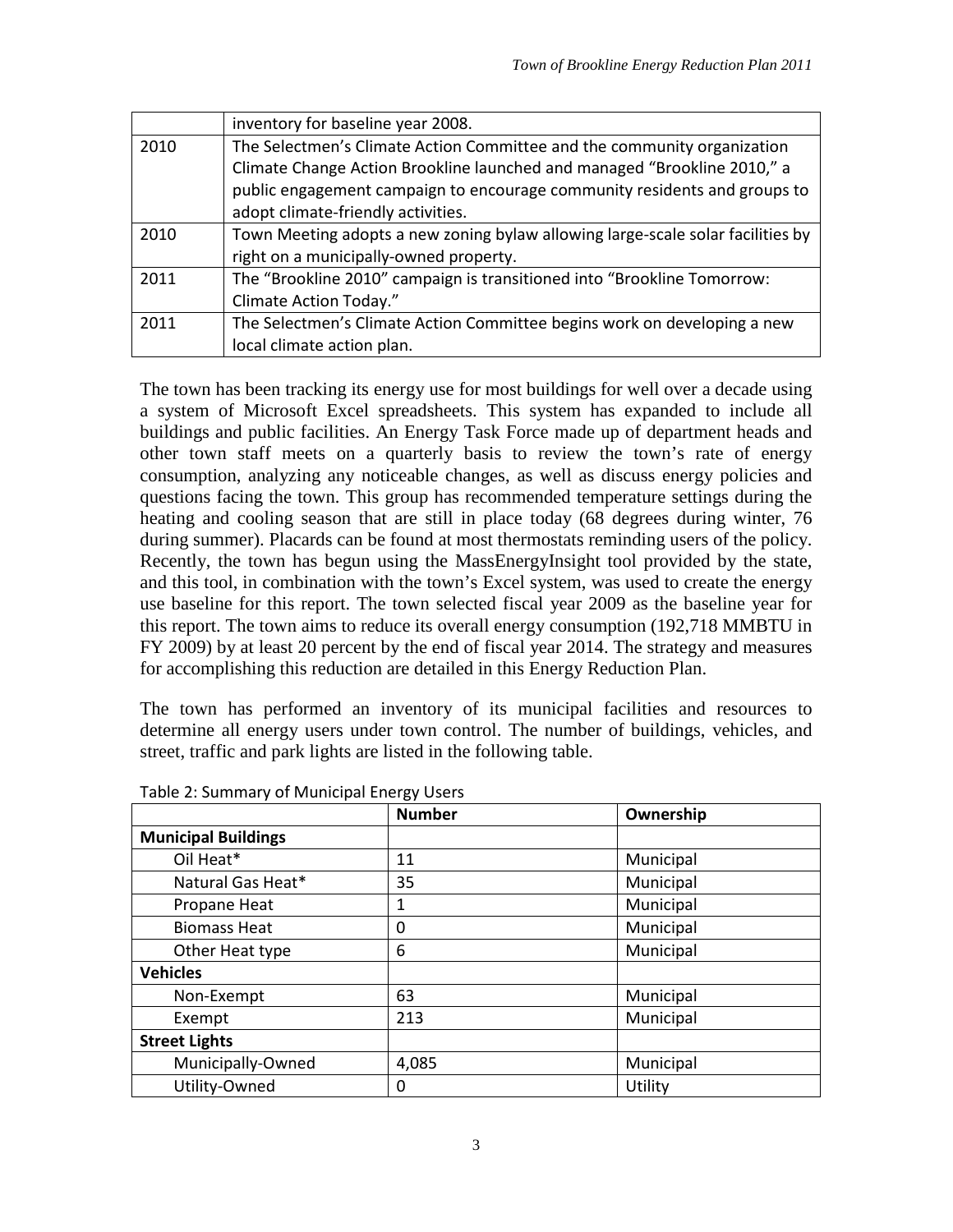|  | inventory for baseline year 2008. |
| --- | --- |
| 2010 | The Selectmen's Climate Action Committee and the community organization Climate Change Action Brookline launched and managed "Brookline 2010," a public engagement campaign to encourage community residents and groups to adopt climate-friendly activities. |
| 2010 | Town Meeting adopts a new zoning bylaw allowing large-scale solar facilities by right on a municipally-owned property. |
| 2011 | The "Brookline 2010" campaign is transitioned into "Brookline Tomorrow: Climate Action Today." |
| 2011 | The Selectmen's Climate Action Committee begins work on developing a new local climate action plan. |

The town has been tracking its energy use for most buildings for well over a decade using a system of Microsoft Excel spreadsheets. This system has expanded to include all buildings and public facilities. An Energy Task Force made up of department heads and other town staff meets on a quarterly basis to review the town's rate of energy consumption, analyzing any noticeable changes, as well as discuss energy policies and questions facing the town. This group has recommended temperature settings during the heating and cooling season that are still in place today (68 degrees during winter, 76 during summer). Placards can be found at most thermostats reminding users of the policy. Recently, the town has begun using the MassEnergyInsight tool provided by the state, and this tool, in combination with the town's Excel system, was used to create the energy use baseline for this report. The town selected fiscal year 2009 as the baseline year for this report. The town aims to reduce its overall energy consumption (192,718 MMBTU in FY 2009) by at least 20 percent by the end of fiscal year 2014. The strategy and measures for accomplishing this reduction are detailed in this Energy Reduction Plan.

The town has performed an inventory of its municipal facilities and resources to determine all energy users under town control. The number of buildings, vehicles, and street, traffic and park lights are listed in the following table.

Table 2: Summary of Municipal Energy Users

|  | Number | Ownership |
| --- | --- | --- |
| **Municipal Buildings** |  |  |
| Oil Heat* | 11 | Municipal |
| Natural Gas Heat* | 35 | Municipal |
| Propane Heat | 1 | Municipal |
| Biomass Heat | 0 | Municipal |
| Other Heat type | 6 | Municipal |
| **Vehicles** |  |  |
| Non-Exempt | 63 | Municipal |
| Exempt | 213 | Municipal |
| **Street Lights** |  |  |
| Municipally-Owned | 4,085 | Municipal |
| Utility-Owned | 0 | Utility |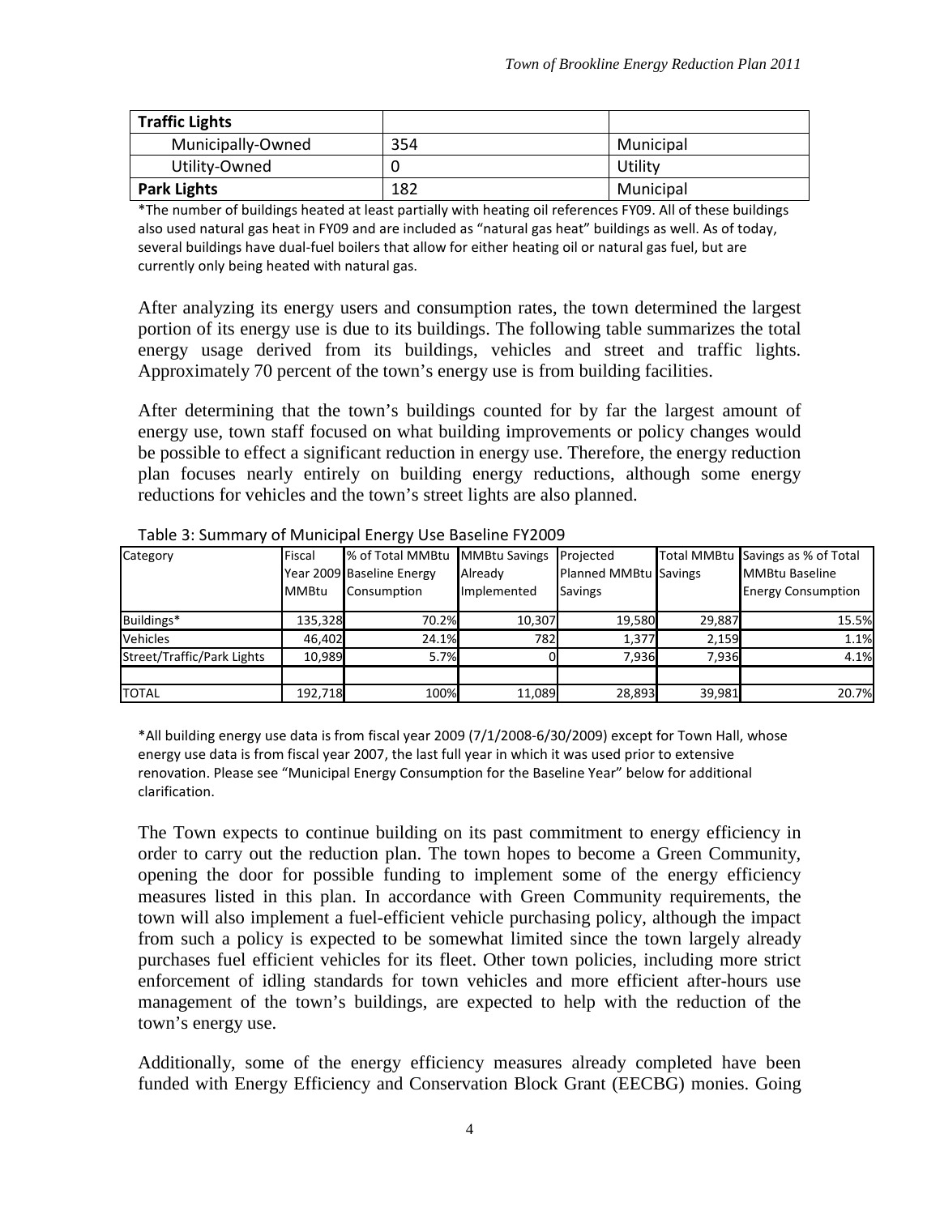| Traffic Lights | | |
|---|---|---|
| Municipally-Owned | 354 | Municipal |
| Utility-Owned | 0 | Utility |
| **Park Lights** | 182 | Municipal |

*The number of buildings heated at least partially with heating oil references FY09. All of these buildings also used natural gas heat in FY09 and are included as "natural gas heat" buildings as well. As of today, several buildings have dual-fuel boilers that allow for either heating oil or natural gas fuel, but are currently only being heated with natural gas.

After analyzing its energy users and consumption rates, the town determined the largest portion of its energy use is due to its buildings. The following table summarizes the total energy usage derived from its buildings, vehicles and street and traffic lights. Approximately 70 percent of the town's energy use is from building facilities.

After determining that the town's buildings counted for by far the largest amount of energy use, town staff focused on what building improvements or policy changes would be possible to effect a significant reduction in energy use. Therefore, the energy reduction plan focuses nearly entirely on building energy reductions, although some energy reductions for vehicles and the town's street lights are also planned.

Table 3: Summary of Municipal Energy Use Baseline FY2009

| Category | Fiscal Year 2009 MMBtu | % of Total MMBtu Baseline Energy Consumption | MMBtu Savings Already Implemented | Projected Planned MMBtu Savings | Total MMBtu Savings | Savings as % of Total MMBtu Baseline Energy Consumption |
|---|---|---|---|---|---|---|
| Buildings* | 135,328 | 70.2% | 10,307 | 19,580 | 29,887 | 15.5% |
| Vehicles | 46,402 | 24.1% | 782 | 1,377 | 2,159 | 1.1% |
| Street/Traffic/Park Lights | 10,989 | 5.7% | 0 | 7,936 | 7,936 | 4.1% |
| | | | | | | |
| TOTAL | 192,718 | 100% | 11,089 | 28,893 | 39,981 | 20.7% |

*All building energy use data is from fiscal year 2009 (7/1/2008-6/30/2009) except for Town Hall, whose energy use data is from fiscal year 2007, the last full year in which it was used prior to extensive renovation. Please see "Municipal Energy Consumption for the Baseline Year" below for additional clarification.

The Town expects to continue building on its past commitment to energy efficiency in order to carry out the reduction plan. The town hopes to become a Green Community, opening the door for possible funding to implement some of the energy efficiency measures listed in this plan. In accordance with Green Community requirements, the town will also implement a fuel-efficient vehicle purchasing policy, although the impact from such a policy is expected to be somewhat limited since the town largely already purchases fuel efficient vehicles for its fleet. Other town policies, including more strict enforcement of idling standards for town vehicles and more efficient after-hours use management of the town's buildings, are expected to help with the reduction of the town's energy use.

Additionally, some of the energy efficiency measures already completed have been funded with Energy Efficiency and Conservation Block Grant (EECBG) monies. Going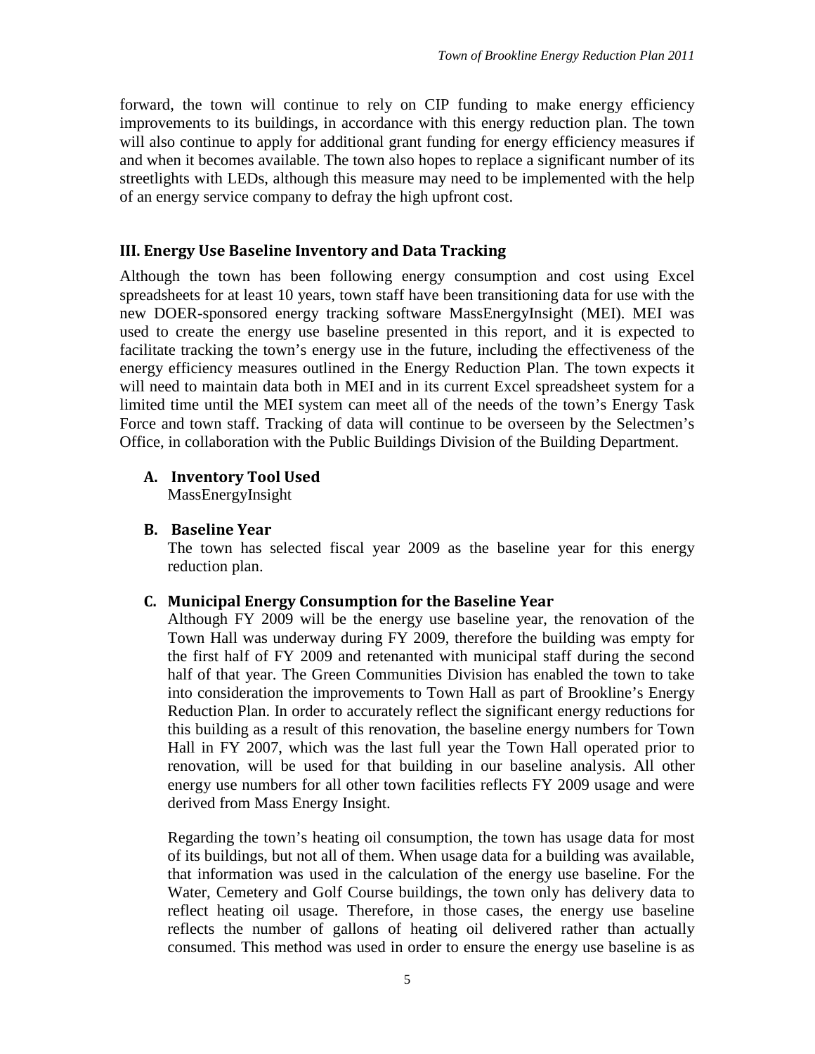forward, the town will continue to rely on CIP funding to make energy efficiency improvements to its buildings, in accordance with this energy reduction plan. The town will also continue to apply for additional grant funding for energy efficiency measures if and when it becomes available. The town also hopes to replace a significant number of its streetlights with LEDs, although this measure may need to be implemented with the help of an energy service company to defray the high upfront cost.

## III. Energy Use Baseline Inventory and Data Tracking

Although the town has been following energy consumption and cost using Excel spreadsheets for at least 10 years, town staff have been transitioning data for use with the new DOER-sponsored energy tracking software MassEnergyInsight (MEI). MEI was used to create the energy use baseline presented in this report, and it is expected to facilitate tracking the town's energy use in the future, including the effectiveness of the energy efficiency measures outlined in the Energy Reduction Plan. The town expects it will need to maintain data both in MEI and in its current Excel spreadsheet system for a limited time until the MEI system can meet all of the needs of the town's Energy Task Force and town staff. Tracking of data will continue to be overseen by the Selectmen's Office, in collaboration with the Public Buildings Division of the Building Department.

### A. Inventory Tool Used

MassEnergyInsight

### B. Baseline Year

The town has selected fiscal year 2009 as the baseline year for this energy reduction plan.

### C. Municipal Energy Consumption for the Baseline Year

Although FY 2009 will be the energy use baseline year, the renovation of the Town Hall was underway during FY 2009, therefore the building was empty for the first half of FY 2009 and retenanted with municipal staff during the second half of that year. The Green Communities Division has enabled the town to take into consideration the improvements to Town Hall as part of Brookline's Energy Reduction Plan. In order to accurately reflect the significant energy reductions for this building as a result of this renovation, the baseline energy numbers for Town Hall in FY 2007, which was the last full year the Town Hall operated prior to renovation, will be used for that building in our baseline analysis. All other energy use numbers for all other town facilities reflects FY 2009 usage and were derived from Mass Energy Insight.

Regarding the town's heating oil consumption, the town has usage data for most of its buildings, but not all of them. When usage data for a building was available, that information was used in the calculation of the energy use baseline. For the Water, Cemetery and Golf Course buildings, the town only has delivery data to reflect heating oil usage. Therefore, in those cases, the energy use baseline reflects the number of gallons of heating oil delivered rather than actually consumed. This method was used in order to ensure the energy use baseline is as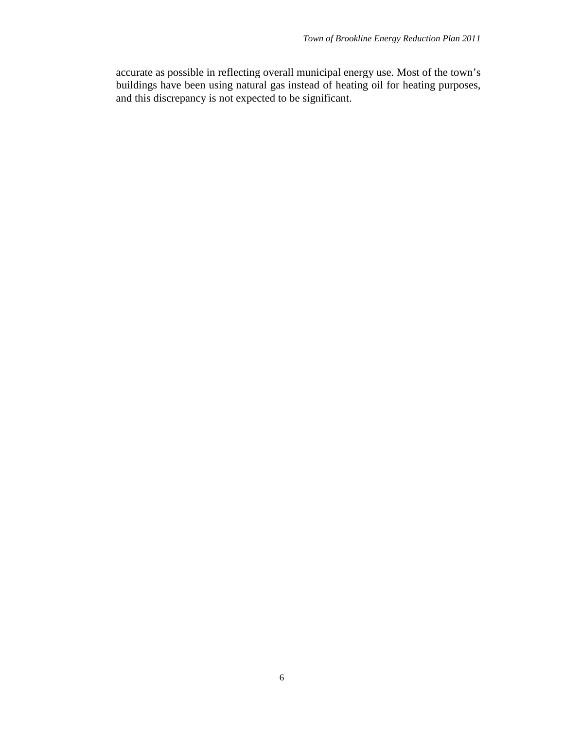accurate as possible in reflecting overall municipal energy use. Most of the town's buildings have been using natural gas instead of heating oil for heating purposes, and this discrepancy is not expected to be significant.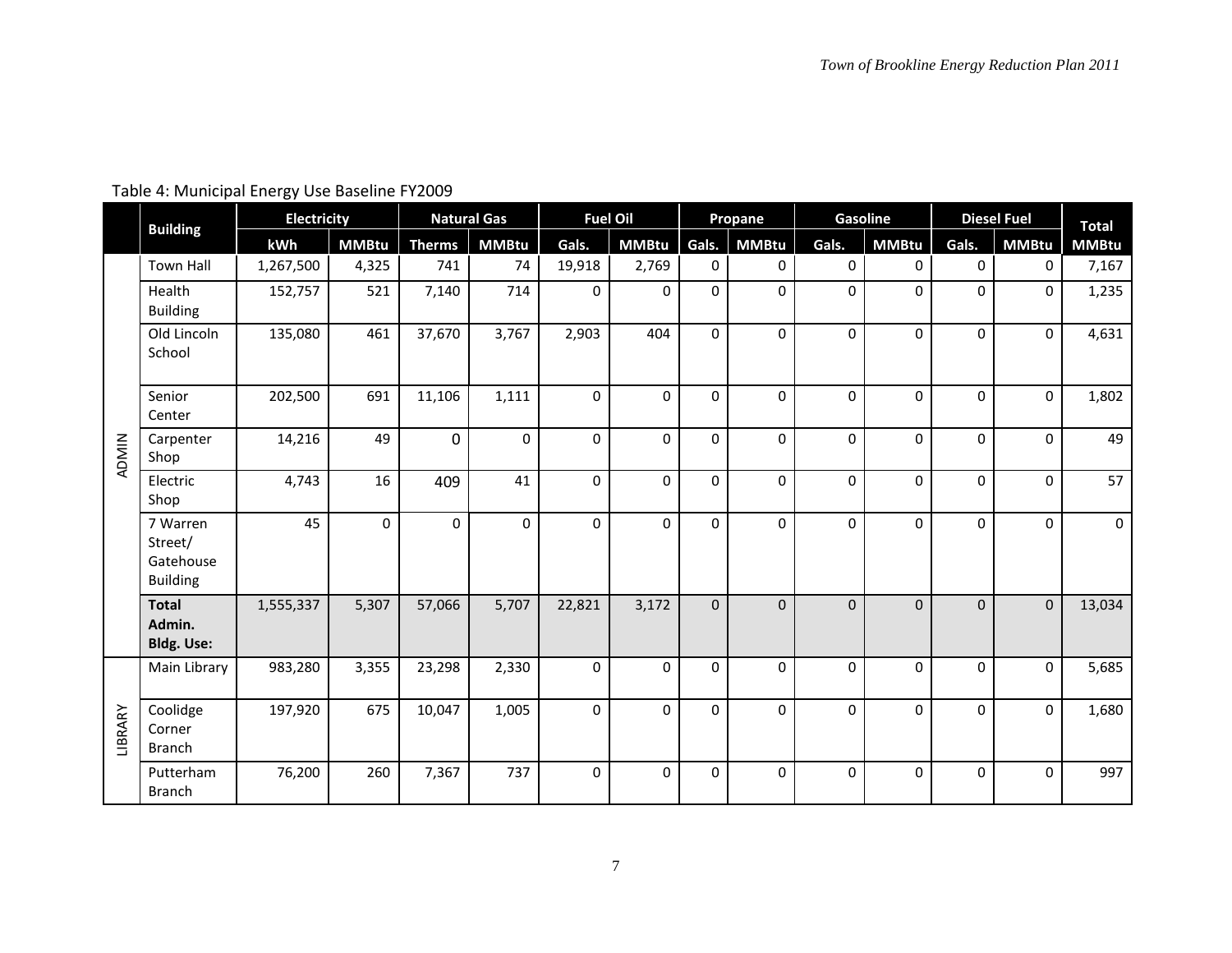Table 4: Municipal Energy Use Baseline FY2009

| | Building | Electricity | | Natural Gas | | Fuel Oil | | Propane | | Gasoline | | Diesel Fuel | | Total |
|---|---|---|---|---|---|---|---|---|---|---|---|---|---|---|
| | | kWh | MMBtu | Therms | MMBtu | Gals. | MMBtu | Gals. | MMBtu | Gals. | MMBtu | Gals. | MMBtu | MMBtu |
| ADMIN | Town Hall | 1,267,500 | 4,325 | 741 | 74 | 19,918 | 2,769 | 0 | 0 | 0 | 0 | 0 | 0 | 7,167 |
| ADMIN | Health Building | 152,757 | 521 | 7,140 | 714 | 0 | 0 | 0 | 0 | 0 | 0 | 0 | 0 | 1,235 |
| ADMIN | Old Lincoln School | 135,080 | 461 | 37,670 | 3,767 | 2,903 | 404 | 0 | 0 | 0 | 0 | 0 | 0 | 4,631 |
| ADMIN | Senior Center | 202,500 | 691 | 11,106 | 1,111 | 0 | 0 | 0 | 0 | 0 | 0 | 0 | 0 | 1,802 |
| ADMIN | Carpenter Shop | 14,216 | 49 | 0 | 0 | 0 | 0 | 0 | 0 | 0 | 0 | 0 | 0 | 49 |
| ADMIN | Electric Shop | 4,743 | 16 | 409 | 41 | 0 | 0 | 0 | 0 | 0 | 0 | 0 | 0 | 57 |
| ADMIN | 7 Warren Street/ Gatehouse Building | 45 | 0 | 0 | 0 | 0 | 0 | 0 | 0 | 0 | 0 | 0 | 0 | 0 |
| ADMIN | **Total Admin. Bldg. Use:** | 1,555,337 | 5,307 | 57,066 | 5,707 | 22,821 | 3,172 | 0 | 0 | 0 | 0 | 0 | 0 | 13,034 |
| LIBRARY | Main Library | 983,280 | 3,355 | 23,298 | 2,330 | 0 | 0 | 0 | 0 | 0 | 0 | 0 | 0 | 5,685 |
| LIBRARY | Coolidge Corner Branch | 197,920 | 675 | 10,047 | 1,005 | 0 | 0 | 0 | 0 | 0 | 0 | 0 | 0 | 1,680 |
| LIBRARY | Putterham Branch | 76,200 | 260 | 7,367 | 737 | 0 | 0 | 0 | 0 | 0 | 0 | 0 | 0 | 997 |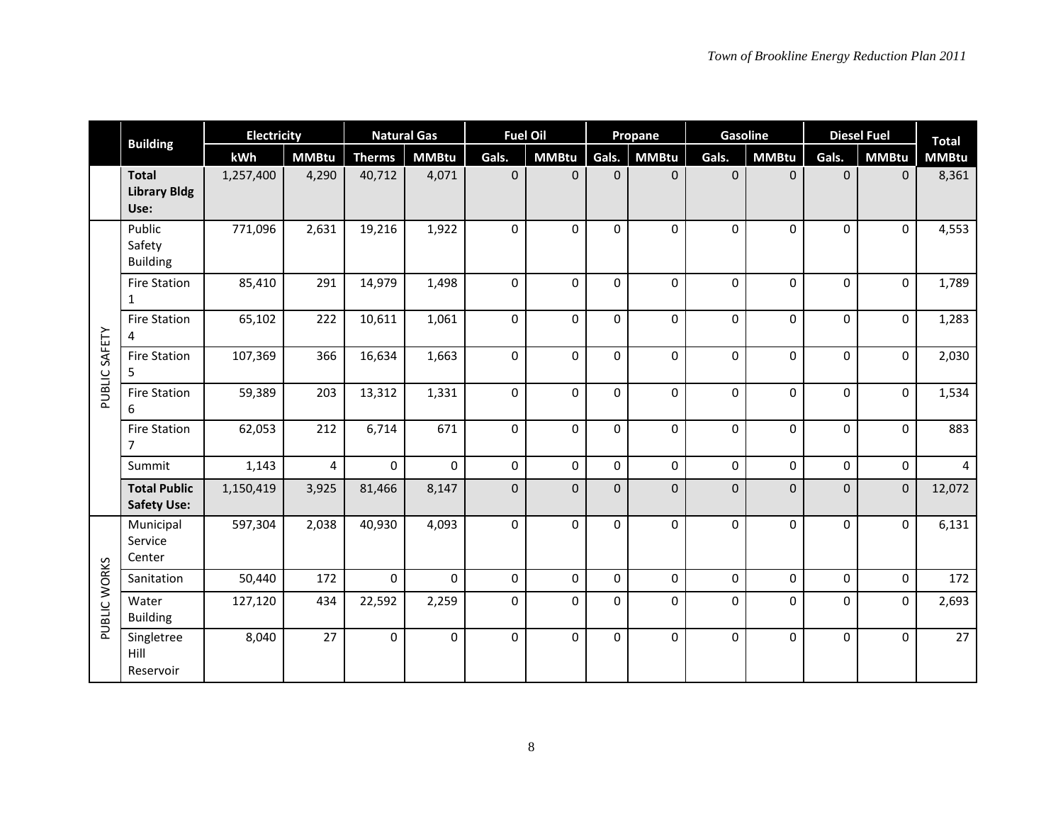| | Building | Electricity | | Natural Gas | | Fuel Oil | | Propane | | Gasoline | | Diesel Fuel | | Total |
|---|---|---|---|---|---|---|---|---|---|---|---|---|---|---|
| | | kWh | MMBtu | Therms | MMBtu | Gals. | MMBtu | Gals. | MMBtu | Gals. | MMBtu | Gals. | MMBtu | MMBtu |
| | **Total Library Bldg Use:** | 1,257,400 | 4,290 | 40,712 | 4,071 | 0 | 0 | 0 | 0 | 0 | 0 | 0 | 0 | 8,361 |
| PUBLIC SAFETY | Public Safety Building | 771,096 | 2,631 | 19,216 | 1,922 | 0 | 0 | 0 | 0 | 0 | 0 | 0 | 0 | 4,553 |
| PUBLIC SAFETY | Fire Station 1 | 85,410 | 291 | 14,979 | 1,498 | 0 | 0 | 0 | 0 | 0 | 0 | 0 | 0 | 1,789 |
| PUBLIC SAFETY | Fire Station 4 | 65,102 | 222 | 10,611 | 1,061 | 0 | 0 | 0 | 0 | 0 | 0 | 0 | 0 | 1,283 |
| PUBLIC SAFETY | Fire Station 5 | 107,369 | 366 | 16,634 | 1,663 | 0 | 0 | 0 | 0 | 0 | 0 | 0 | 0 | 2,030 |
| PUBLIC SAFETY | Fire Station 6 | 59,389 | 203 | 13,312 | 1,331 | 0 | 0 | 0 | 0 | 0 | 0 | 0 | 0 | 1,534 |
| PUBLIC SAFETY | Fire Station 7 | 62,053 | 212 | 6,714 | 671 | 0 | 0 | 0 | 0 | 0 | 0 | 0 | 0 | 883 |
| PUBLIC SAFETY | Summit | 1,143 | 4 | 0 | 0 | 0 | 0 | 0 | 0 | 0 | 0 | 0 | 0 | 4 |
| PUBLIC SAFETY | **Total Public Safety Use:** | 1,150,419 | 3,925 | 81,466 | 8,147 | 0 | 0 | 0 | 0 | 0 | 0 | 0 | 0 | 12,072 |
| PUBLIC WORKS | Municipal Service Center | 597,304 | 2,038 | 40,930 | 4,093 | 0 | 0 | 0 | 0 | 0 | 0 | 0 | 0 | 6,131 |
| PUBLIC WORKS | Sanitation | 50,440 | 172 | 0 | 0 | 0 | 0 | 0 | 0 | 0 | 0 | 0 | 0 | 172 |
| PUBLIC WORKS | Water Building | 127,120 | 434 | 22,592 | 2,259 | 0 | 0 | 0 | 0 | 0 | 0 | 0 | 0 | 2,693 |
| PUBLIC WORKS | Singletree Hill Reservoir | 8,040 | 27 | 0 | 0 | 0 | 0 | 0 | 0 | 0 | 0 | 0 | 0 | 27 |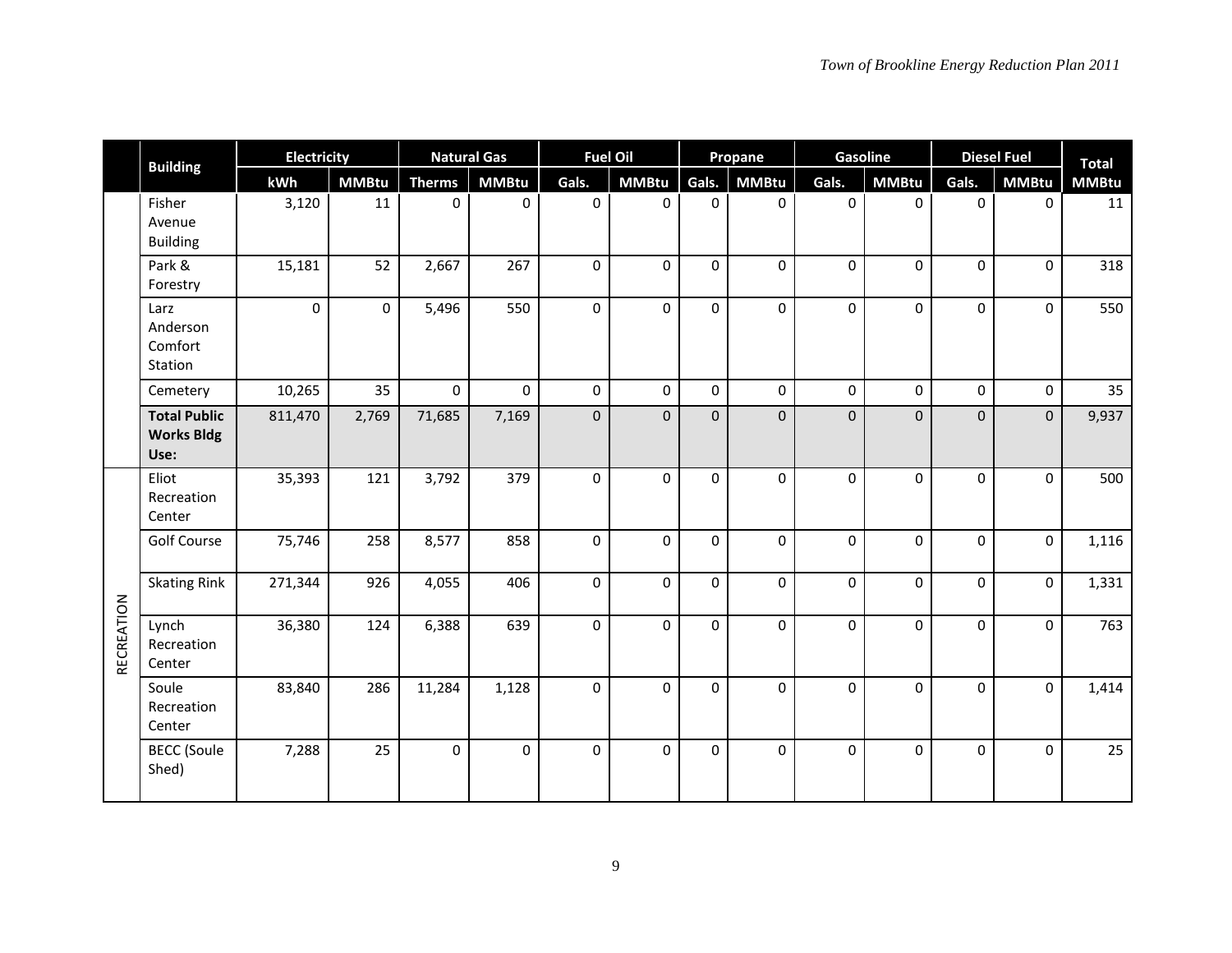| | Building | Electricity | | Natural Gas | | Fuel Oil | | Propane | | Gasoline | | Diesel Fuel | | Total |
|---|---|---|---|---|---|---|---|---|---|---|---|---|---|---|
| | | kWh | MMBtu | Therms | MMBtu | Gals. | MMBtu | Gals. | MMBtu | Gals. | MMBtu | Gals. | MMBtu | MMBtu |
| | Fisher Avenue Building | 3,120 | 11 | 0 | 0 | 0 | 0 | 0 | 0 | 0 | 0 | 0 | 0 | 11 |
| | Park & Forestry | 15,181 | 52 | 2,667 | 267 | 0 | 0 | 0 | 0 | 0 | 0 | 0 | 0 | 318 |
| | Larz Anderson Comfort Station | 0 | 0 | 5,496 | 550 | 0 | 0 | 0 | 0 | 0 | 0 | 0 | 0 | 550 |
| | Cemetery | 10,265 | 35 | 0 | 0 | 0 | 0 | 0 | 0 | 0 | 0 | 0 | 0 | 35 |
| | **Total Public Works Bldg Use:** | 811,470 | 2,769 | 71,685 | 7,169 | 0 | 0 | 0 | 0 | 0 | 0 | 0 | 0 | 9,937 |
| RECREATION | Eliot Recreation Center | 35,393 | 121 | 3,792 | 379 | 0 | 0 | 0 | 0 | 0 | 0 | 0 | 0 | 500 |
| RECREATION | Golf Course | 75,746 | 258 | 8,577 | 858 | 0 | 0 | 0 | 0 | 0 | 0 | 0 | 0 | 1,116 |
| RECREATION | Skating Rink | 271,344 | 926 | 4,055 | 406 | 0 | 0 | 0 | 0 | 0 | 0 | 0 | 0 | 1,331 |
| RECREATION | Lynch Recreation Center | 36,380 | 124 | 6,388 | 639 | 0 | 0 | 0 | 0 | 0 | 0 | 0 | 0 | 763 |
| RECREATION | Soule Recreation Center | 83,840 | 286 | 11,284 | 1,128 | 0 | 0 | 0 | 0 | 0 | 0 | 0 | 0 | 1,414 |
| RECREATION | BECC (Soule Shed) | 7,288 | 25 | 0 | 0 | 0 | 0 | 0 | 0 | 0 | 0 | 0 | 0 | 25 |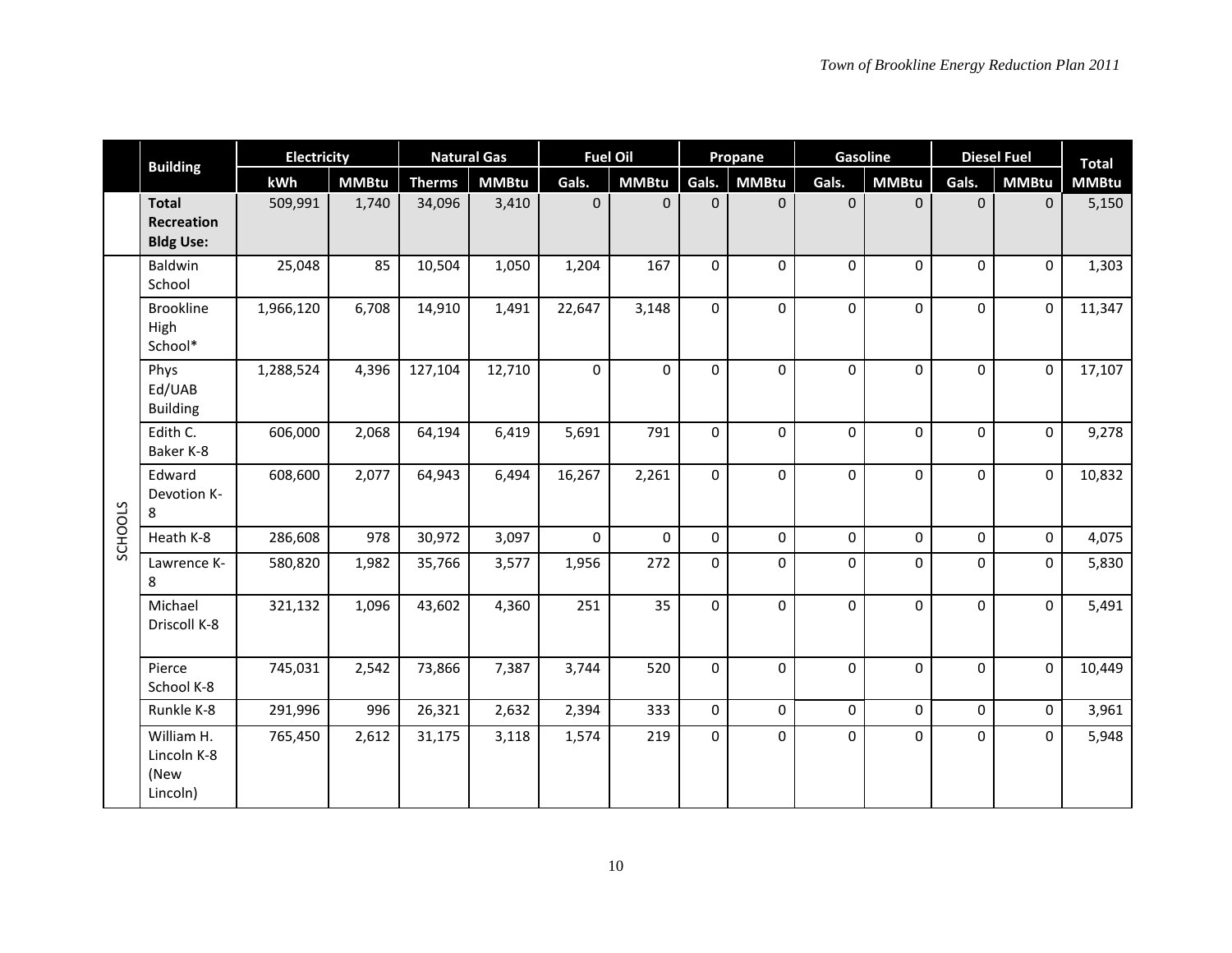| | Building | Electricity | | Natural Gas | | Fuel Oil | | Propane | | Gasoline | | Diesel Fuel | | Total |
|---|---|---|---|---|---|---|---|---|---|---|---|---|---|---|
| | | kWh | MMBtu | Therms | MMBtu | Gals. | MMBtu | Gals. | MMBtu | Gals. | MMBtu | Gals. | MMBtu | MMBtu |
| | **Total Recreation Bldg Use:** | 509,991 | 1,740 | 34,096 | 3,410 | 0 | 0 | 0 | 0 | 0 | 0 | 0 | 0 | 5,150 |
| SCHOOLS | Baldwin School | 25,048 | 85 | 10,504 | 1,050 | 1,204 | 167 | 0 | 0 | 0 | 0 | 0 | 0 | 1,303 |
| SCHOOLS | Brookline High School* | 1,966,120 | 6,708 | 14,910 | 1,491 | 22,647 | 3,148 | 0 | 0 | 0 | 0 | 0 | 0 | 11,347 |
| SCHOOLS | Phys Ed/UAB Building | 1,288,524 | 4,396 | 127,104 | 12,710 | 0 | 0 | 0 | 0 | 0 | 0 | 0 | 0 | 17,107 |
| SCHOOLS | Edith C. Baker K-8 | 606,000 | 2,068 | 64,194 | 6,419 | 5,691 | 791 | 0 | 0 | 0 | 0 | 0 | 0 | 9,278 |
| SCHOOLS | Edward Devotion K-8 | 608,600 | 2,077 | 64,943 | 6,494 | 16,267 | 2,261 | 0 | 0 | 0 | 0 | 0 | 0 | 10,832 |
| SCHOOLS | Heath K-8 | 286,608 | 978 | 30,972 | 3,097 | 0 | 0 | 0 | 0 | 0 | 0 | 0 | 0 | 4,075 |
| SCHOOLS | Lawrence K-8 | 580,820 | 1,982 | 35,766 | 3,577 | 1,956 | 272 | 0 | 0 | 0 | 0 | 0 | 0 | 5,830 |
| SCHOOLS | Michael Driscoll K-8 | 321,132 | 1,096 | 43,602 | 4,360 | 251 | 35 | 0 | 0 | 0 | 0 | 0 | 0 | 5,491 |
| SCHOOLS | Pierce School K-8 | 745,031 | 2,542 | 73,866 | 7,387 | 3,744 | 520 | 0 | 0 | 0 | 0 | 0 | 0 | 10,449 |
| SCHOOLS | Runkle K-8 | 291,996 | 996 | 26,321 | 2,632 | 2,394 | 333 | 0 | 0 | 0 | 0 | 0 | 0 | 3,961 |
| SCHOOLS | William H. Lincoln K-8 (New Lincoln) | 765,450 | 2,612 | 31,175 | 3,118 | 1,574 | 219 | 0 | 0 | 0 | 0 | 0 | 0 | 5,948 |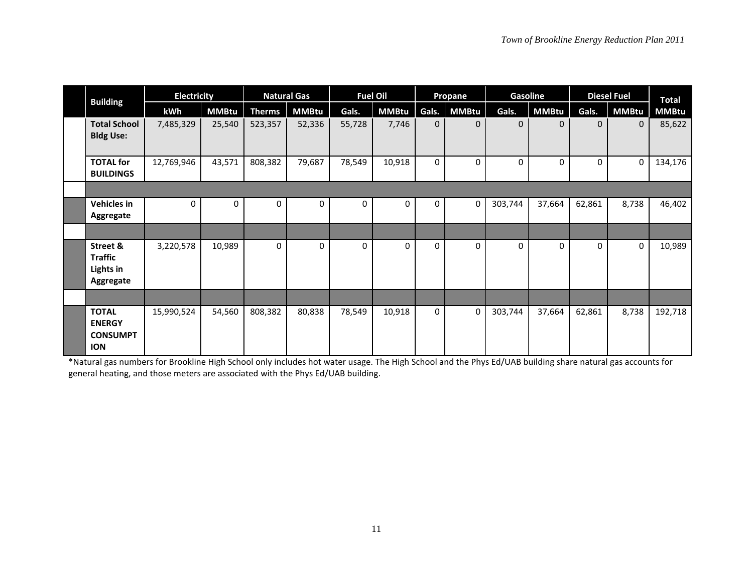| Building | Electricity | | Natural Gas | | Fuel Oil | | Propane | | Gasoline | | Diesel Fuel | | Total |
|---|---|---|---|---|---|---|---|---|---|---|---|---|---|
| | kWh | MMBtu | Therms | MMBtu | Gals. | MMBtu | Gals. | MMBtu | Gals. | MMBtu | Gals. | MMBtu | MMBtu |
| **Total School Bldg Use:** | 7,485,329 | 25,540 | 523,357 | 52,336 | 55,728 | 7,746 | 0 | 0 | 0 | 0 | 0 | 0 | 85,622 |
| **TOTAL for BUILDINGS** | 12,769,946 | 43,571 | 808,382 | 79,687 | 78,549 | 10,918 | 0 | 0 | 0 | 0 | 0 | 0 | 134,176 |
| | | | | | | | | | | | | | |
| **Vehicles in Aggregate** | 0 | 0 | 0 | 0 | 0 | 0 | 0 | 0 | 303,744 | 37,664 | 62,861 | 8,738 | 46,402 |
| | | | | | | | | | | | | | |
| **Street & Traffic Lights in Aggregate** | 3,220,578 | 10,989 | 0 | 0 | 0 | 0 | 0 | 0 | 0 | 0 | 0 | 0 | 10,989 |
| | | | | | | | | | | | | | |
| **TOTAL ENERGY CONSUMPTION** | 15,990,524 | 54,560 | 808,382 | 80,838 | 78,549 | 10,918 | 0 | 0 | 303,744 | 37,664 | 62,861 | 8,738 | 192,718 |

*Natural gas numbers for Brookline High School only includes hot water usage. The High School and the Phys Ed/UAB building share natural gas accounts for general heating, and those meters are associated with the Phys Ed/UAB building.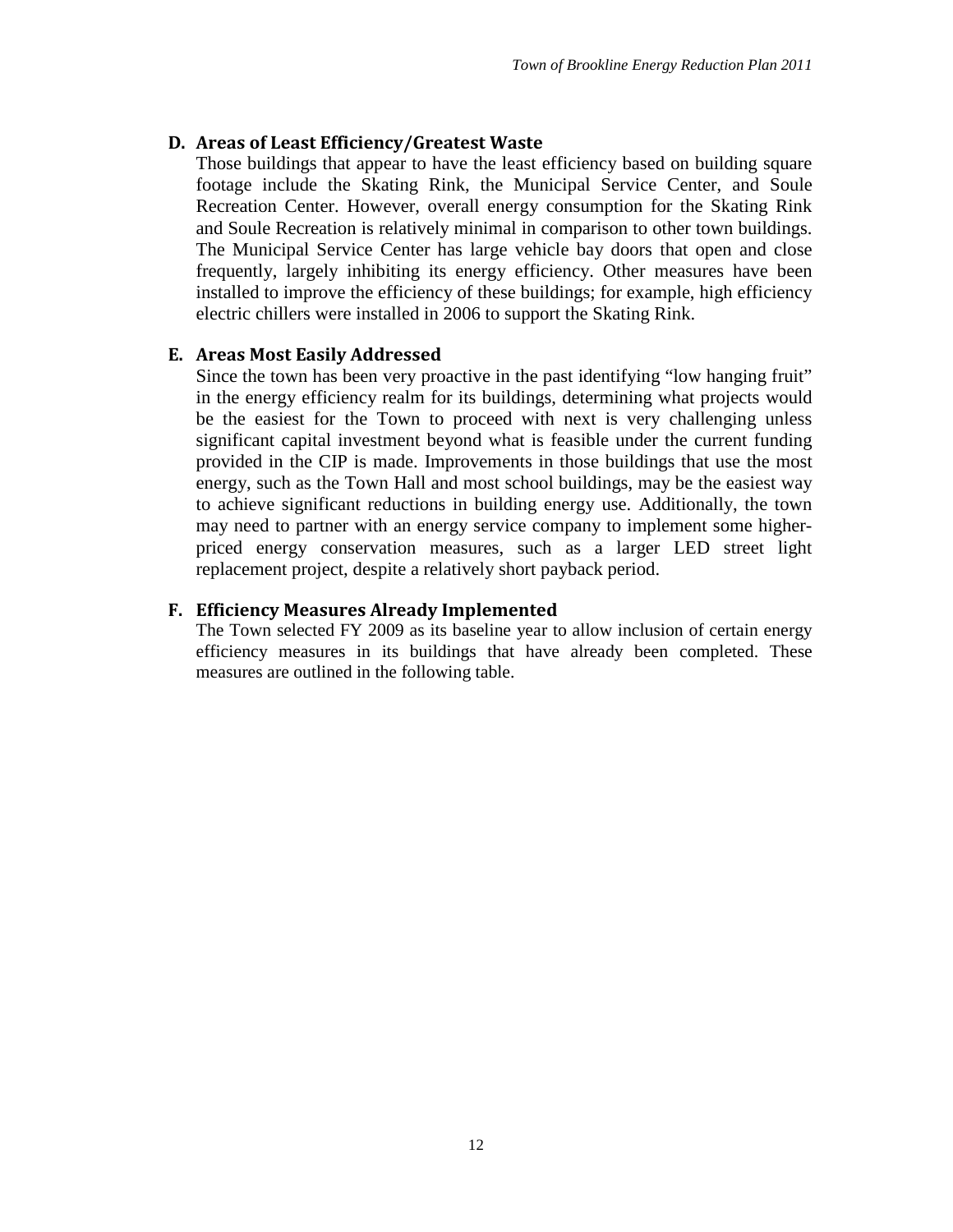## D. Areas of Least Efficiency/Greatest Waste

Those buildings that appear to have the least efficiency based on building square footage include the Skating Rink, the Municipal Service Center, and Soule Recreation Center. However, overall energy consumption for the Skating Rink and Soule Recreation is relatively minimal in comparison to other town buildings. The Municipal Service Center has large vehicle bay doors that open and close frequently, largely inhibiting its energy efficiency. Other measures have been installed to improve the efficiency of these buildings; for example, high efficiency electric chillers were installed in 2006 to support the Skating Rink.

## E. Areas Most Easily Addressed

Since the town has been very proactive in the past identifying "low hanging fruit" in the energy efficiency realm for its buildings, determining what projects would be the easiest for the Town to proceed with next is very challenging unless significant capital investment beyond what is feasible under the current funding provided in the CIP is made. Improvements in those buildings that use the most energy, such as the Town Hall and most school buildings, may be the easiest way to achieve significant reductions in building energy use. Additionally, the town may need to partner with an energy service company to implement some higher-priced energy conservation measures, such as a larger LED street light replacement project, despite a relatively short payback period.

## F. Efficiency Measures Already Implemented

The Town selected FY 2009 as its baseline year to allow inclusion of certain energy efficiency measures in its buildings that have already been completed. These measures are outlined in the following table.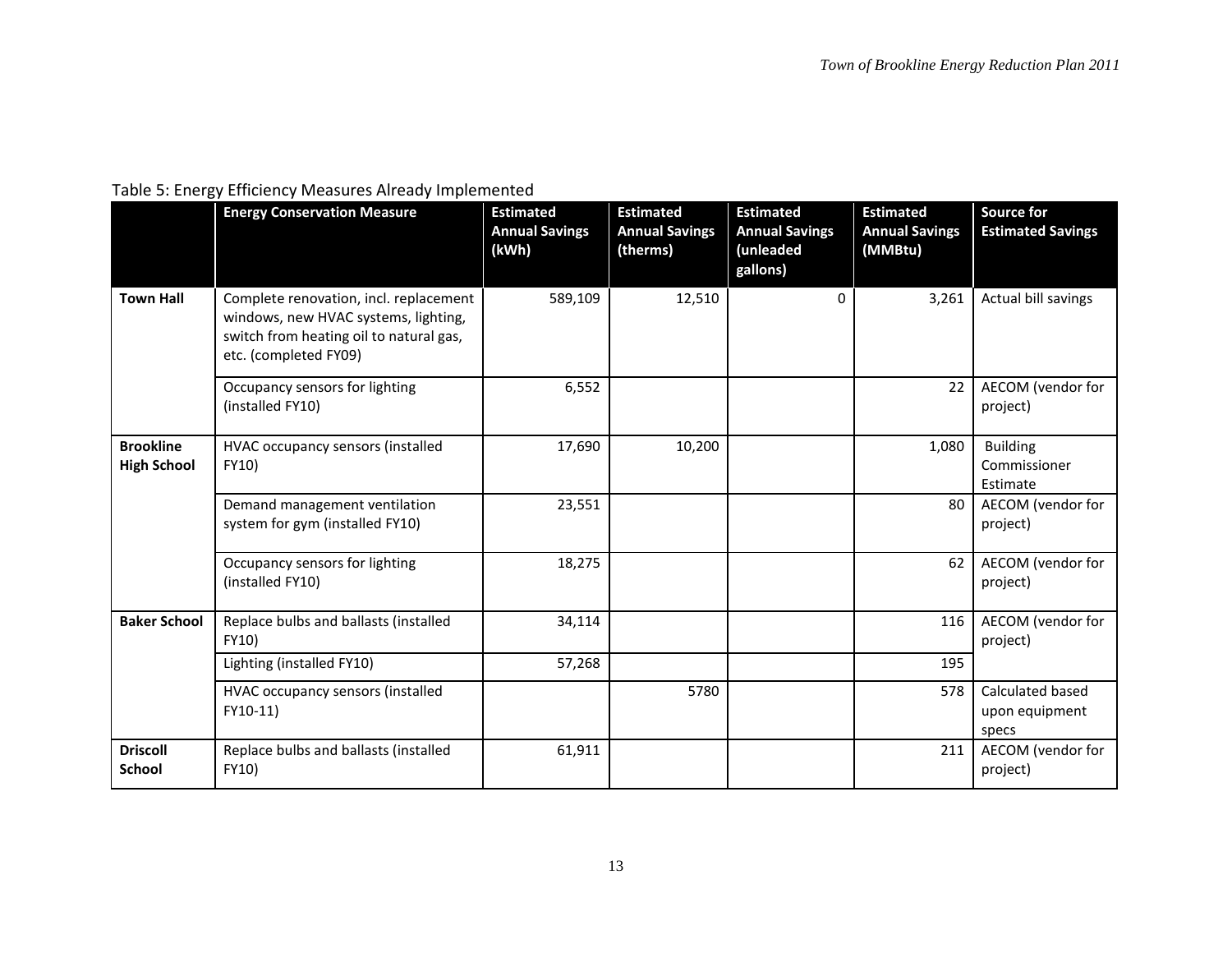Table 5: Energy Efficiency Measures Already Implemented

| | Energy Conservation Measure | Estimated Annual Savings (kWh) | Estimated Annual Savings (therms) | Estimated Annual Savings (unleaded gallons) | Estimated Annual Savings (MMBtu) | Source for Estimated Savings |
|---|---|---|---|---|---|---|
| **Town Hall** | Complete renovation, incl. replacement windows, new HVAC systems, lighting, switch from heating oil to natural gas, etc. (completed FY09) | 589,109 | 12,510 | 0 | 3,261 | Actual bill savings |
| | Occupancy sensors for lighting (installed FY10) | 6,552 | | | 22 | AECOM (vendor for project) |
| **Brookline High School** | HVAC occupancy sensors (installed FY10) | 17,690 | 10,200 | | 1,080 | Building Commissioner Estimate |
| | Demand management ventilation system for gym (installed FY10) | 23,551 | | | 80 | AECOM (vendor for project) |
| | Occupancy sensors for lighting (installed FY10) | 18,275 | | | 62 | AECOM (vendor for project) |
| **Baker School** | Replace bulbs and ballasts (installed FY10) | 34,114 | | | 116 | AECOM (vendor for project) |
| | Lighting (installed FY10) | 57,268 | | | 195 | |
| | HVAC occupancy sensors (installed FY10-11) | | 5780 | | 578 | Calculated based upon equipment specs |
| **Driscoll School** | Replace bulbs and ballasts (installed FY10) | 61,911 | | | 211 | AECOM (vendor for project) |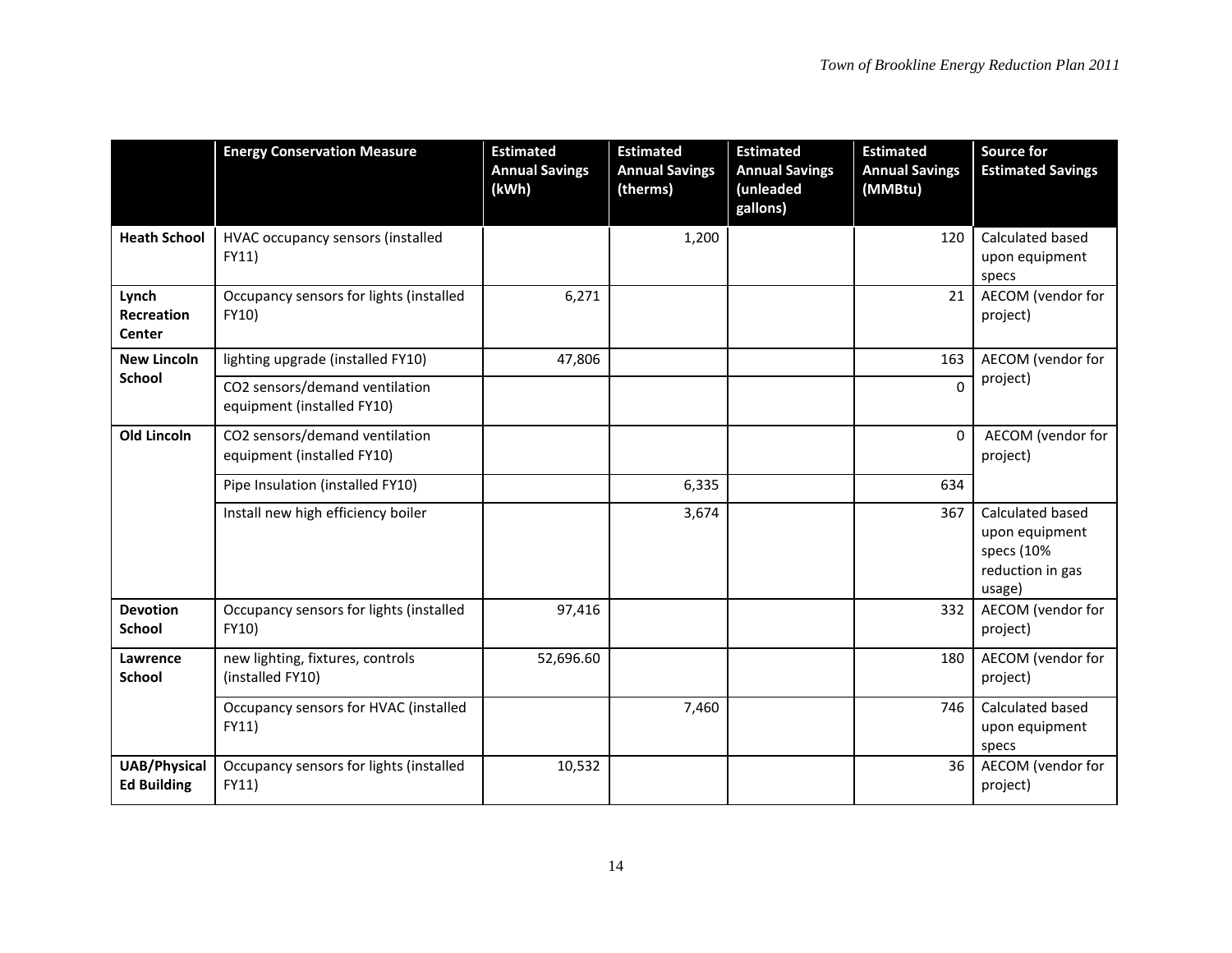| | Energy Conservation Measure | Estimated Annual Savings (kWh) | Estimated Annual Savings (therms) | Estimated Annual Savings (unleaded gallons) | Estimated Annual Savings (MMBtu) | Source for Estimated Savings |
|---|---|---|---|---|---|---|
| **Heath School** | HVAC occupancy sensors (installed FY11) | | 1,200 | | 120 | Calculated based upon equipment specs |
| **Lynch Recreation Center** | Occupancy sensors for lights (installed FY10) | 6,271 | | | 21 | AECOM (vendor for project) |
| **New Lincoln School** | lighting upgrade (installed FY10) | 47,806 | | | 163 | AECOM (vendor for project) |
| | CO2 sensors/demand ventilation equipment (installed FY10) | | | | 0 | |
| **Old Lincoln** | CO2 sensors/demand ventilation equipment (installed FY10) | | | | 0 | AECOM (vendor for project) |
| | Pipe Insulation (installed FY10) | | 6,335 | | 634 | |
| | Install new high efficiency boiler | | 3,674 | | 367 | Calculated based upon equipment specs (10% reduction in gas usage) |
| **Devotion School** | Occupancy sensors for lights (installed FY10) | 97,416 | | | 332 | AECOM (vendor for project) |
| **Lawrence School** | new lighting, fixtures, controls (installed FY10) | 52,696.60 | | | 180 | AECOM (vendor for project) |
| | Occupancy sensors for HVAC (installed FY11) | | 7,460 | | 746 | Calculated based upon equipment specs |
| **UAB/Physical Ed Building** | Occupancy sensors for lights (installed FY11) | 10,532 | | | 36 | AECOM (vendor for project) |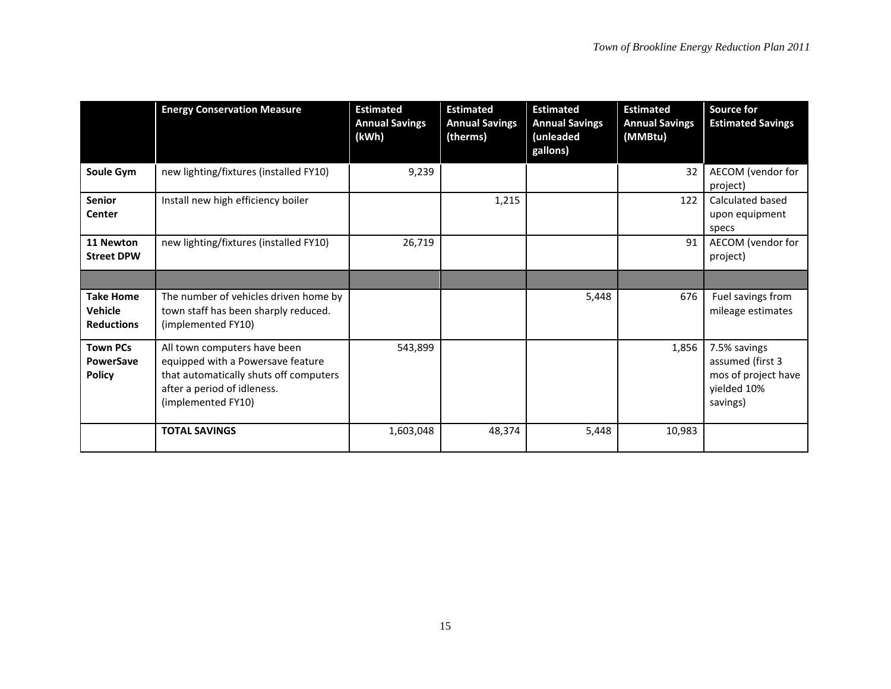| | Energy Conservation Measure | Estimated Annual Savings (kWh) | Estimated Annual Savings (therms) | Estimated Annual Savings (unleaded gallons) | Estimated Annual Savings (MMBtu) | Source for Estimated Savings |
|---|---|---|---|---|---|---|
| **Soule Gym** | new lighting/fixtures (installed FY10) | 9,239 | | | 32 | AECOM (vendor for project) |
| **Senior Center** | Install new high efficiency boiler | | 1,215 | | 122 | Calculated based upon equipment specs |
| **11 Newton Street DPW** | new lighting/fixtures (installed FY10) | 26,719 | | | 91 | AECOM (vendor for project) |
| | | | | | | |
| **Take Home Vehicle Reductions** | The number of vehicles driven home by town staff has been sharply reduced. (implemented FY10) | | | 5,448 | 676 | Fuel savings from mileage estimates |
| **Town PCs PowerSave Policy** | All town computers have been equipped with a Powersave feature that automatically shuts off computers after a period of idleness. (implemented FY10) | 543,899 | | | 1,856 | 7.5% savings assumed (first 3 mos of project have yielded 10% savings) |
| | **TOTAL SAVINGS** | 1,603,048 | 48,374 | 5,448 | 10,983 | |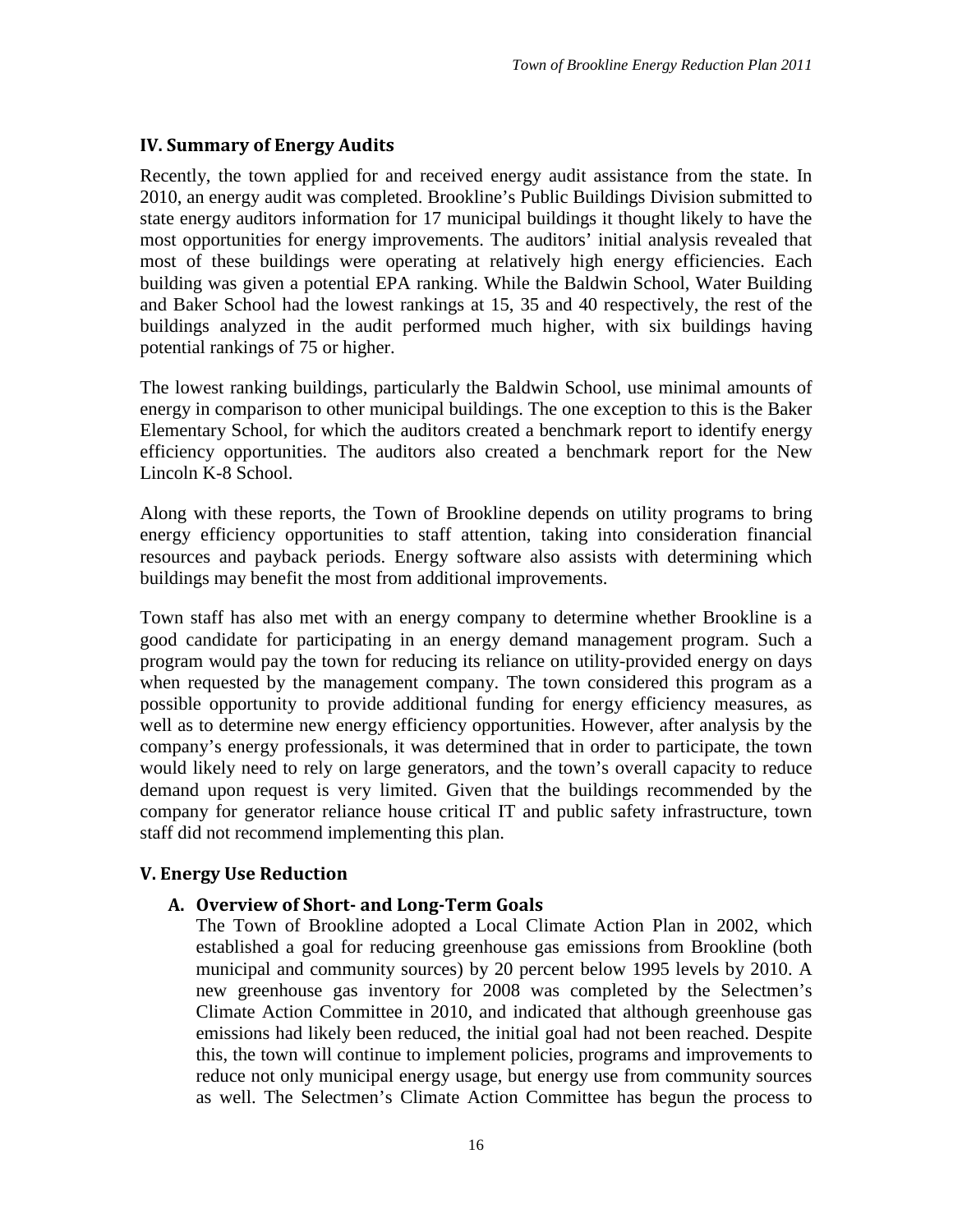## IV. Summary of Energy Audits

Recently, the town applied for and received energy audit assistance from the state. In 2010, an energy audit was completed. Brookline's Public Buildings Division submitted to state energy auditors information for 17 municipal buildings it thought likely to have the most opportunities for energy improvements. The auditors' initial analysis revealed that most of these buildings were operating at relatively high energy efficiencies. Each building was given a potential EPA ranking. While the Baldwin School, Water Building and Baker School had the lowest rankings at 15, 35 and 40 respectively, the rest of the buildings analyzed in the audit performed much higher, with six buildings having potential rankings of 75 or higher.

The lowest ranking buildings, particularly the Baldwin School, use minimal amounts of energy in comparison to other municipal buildings. The one exception to this is the Baker Elementary School, for which the auditors created a benchmark report to identify energy efficiency opportunities. The auditors also created a benchmark report for the New Lincoln K-8 School.

Along with these reports, the Town of Brookline depends on utility programs to bring energy efficiency opportunities to staff attention, taking into consideration financial resources and payback periods. Energy software also assists with determining which buildings may benefit the most from additional improvements.

Town staff has also met with an energy company to determine whether Brookline is a good candidate for participating in an energy demand management program. Such a program would pay the town for reducing its reliance on utility-provided energy on days when requested by the management company. The town considered this program as a possible opportunity to provide additional funding for energy efficiency measures, as well as to determine new energy efficiency opportunities. However, after analysis by the company's energy professionals, it was determined that in order to participate, the town would likely need to rely on large generators, and the town's overall capacity to reduce demand upon request is very limited. Given that the buildings recommended by the company for generator reliance house critical IT and public safety infrastructure, town staff did not recommend implementing this plan.

## V. Energy Use Reduction

### A. Overview of Short- and Long-Term Goals

The Town of Brookline adopted a Local Climate Action Plan in 2002, which established a goal for reducing greenhouse gas emissions from Brookline (both municipal and community sources) by 20 percent below 1995 levels by 2010. A new greenhouse gas inventory for 2008 was completed by the Selectmen's Climate Action Committee in 2010, and indicated that although greenhouse gas emissions had likely been reduced, the initial goal had not been reached. Despite this, the town will continue to implement policies, programs and improvements to reduce not only municipal energy usage, but energy use from community sources as well. The Selectmen's Climate Action Committee has begun the process to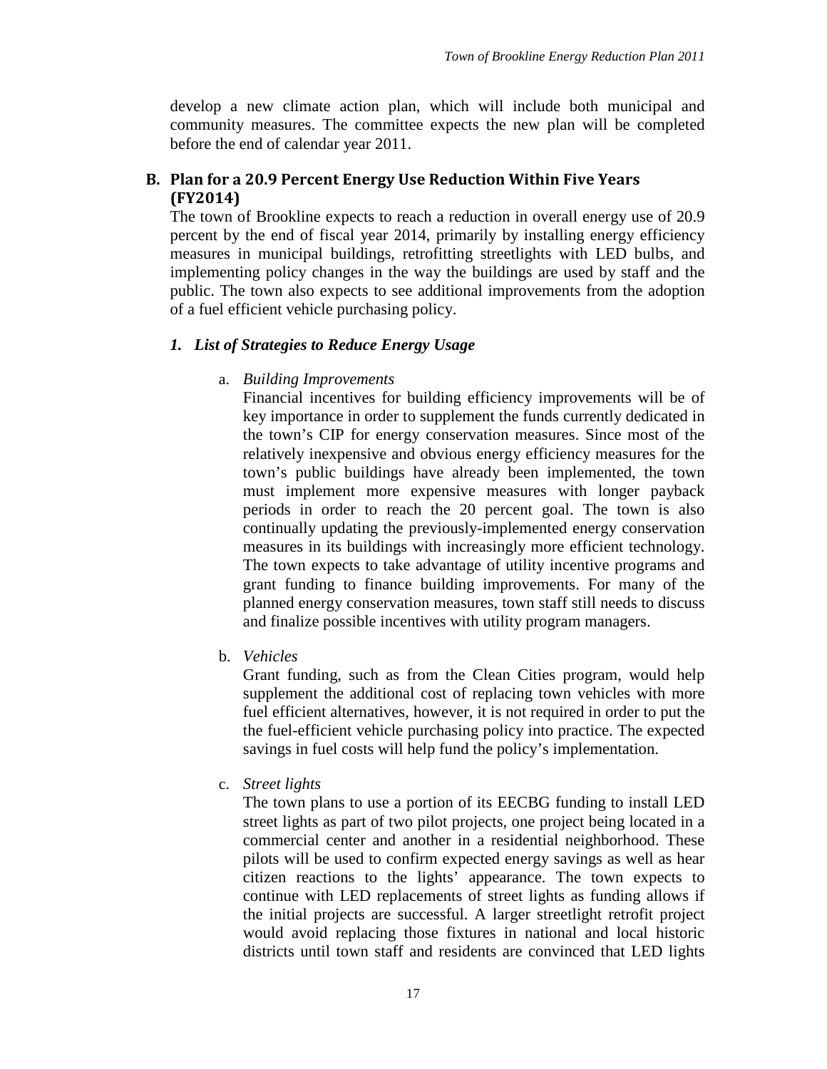develop a new climate action plan, which will include both municipal and community measures. The committee expects the new plan will be completed before the end of calendar year 2011.

## B. Plan for a 20.9 Percent Energy Use Reduction Within Five Years (FY2014)

The town of Brookline expects to reach a reduction in overall energy use of 20.9 percent by the end of fiscal year 2014, primarily by installing energy efficiency measures in municipal buildings, retrofitting streetlights with LED bulbs, and implementing policy changes in the way the buildings are used by staff and the public. The town also expects to see additional improvements from the adoption of a fuel efficient vehicle purchasing policy.

### *1. List of Strategies to Reduce Energy Usage*

a. *Building Improvements*

Financial incentives for building efficiency improvements will be of key importance in order to supplement the funds currently dedicated in the town's CIP for energy conservation measures. Since most of the relatively inexpensive and obvious energy efficiency measures for the town's public buildings have already been implemented, the town must implement more expensive measures with longer payback periods in order to reach the 20 percent goal. The town is also continually updating the previously-implemented energy conservation measures in its buildings with increasingly more efficient technology. The town expects to take advantage of utility incentive programs and grant funding to finance building improvements. For many of the planned energy conservation measures, town staff still needs to discuss and finalize possible incentives with utility program managers.

b. *Vehicles*

Grant funding, such as from the Clean Cities program, would help supplement the additional cost of replacing town vehicles with more fuel efficient alternatives, however, it is not required in order to put the the fuel-efficient vehicle purchasing policy into practice. The expected savings in fuel costs will help fund the policy's implementation.

c. *Street lights*

The town plans to use a portion of its EECBG funding to install LED street lights as part of two pilot projects, one project being located in a commercial center and another in a residential neighborhood. These pilots will be used to confirm expected energy savings as well as hear citizen reactions to the lights' appearance. The town expects to continue with LED replacements of street lights as funding allows if the initial projects are successful. A larger streetlight retrofit project would avoid replacing those fixtures in national and local historic districts until town staff and residents are convinced that LED lights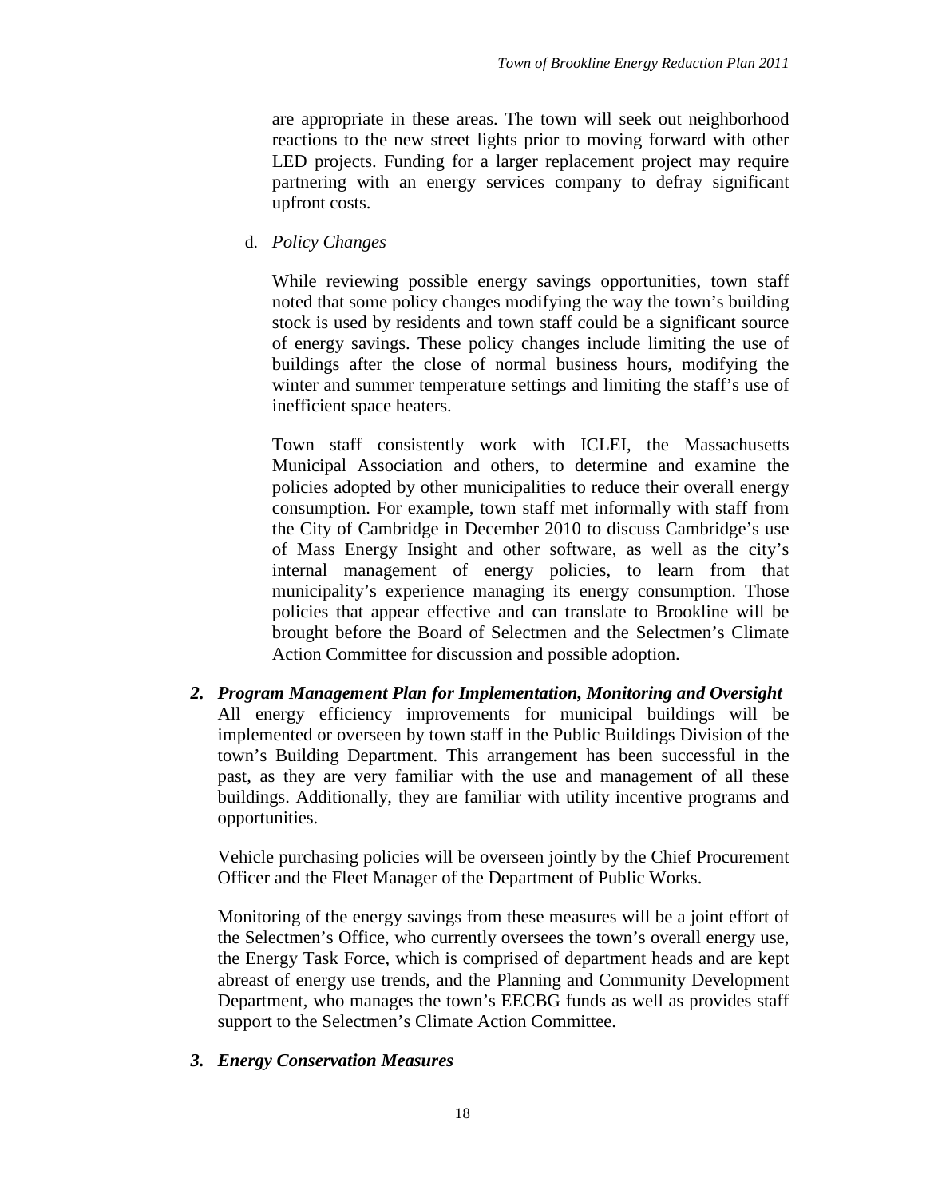are appropriate in these areas. The town will seek out neighborhood reactions to the new street lights prior to moving forward with other LED projects. Funding for a larger replacement project may require partnering with an energy services company to defray significant upfront costs.

d. *Policy Changes*

While reviewing possible energy savings opportunities, town staff noted that some policy changes modifying the way the town's building stock is used by residents and town staff could be a significant source of energy savings. These policy changes include limiting the use of buildings after the close of normal business hours, modifying the winter and summer temperature settings and limiting the staff's use of inefficient space heaters.

Town staff consistently work with ICLEI, the Massachusetts Municipal Association and others, to determine and examine the policies adopted by other municipalities to reduce their overall energy consumption. For example, town staff met informally with staff from the City of Cambridge in December 2010 to discuss Cambridge's use of Mass Energy Insight and other software, as well as the city's internal management of energy policies, to learn from that municipality's experience managing its energy consumption. Those policies that appear effective and can translate to Brookline will be brought before the Board of Selectmen and the Selectmen's Climate Action Committee for discussion and possible adoption.

### *2. Program Management Plan for Implementation, Monitoring and Oversight*

All energy efficiency improvements for municipal buildings will be implemented or overseen by town staff in the Public Buildings Division of the town's Building Department. This arrangement has been successful in the past, as they are very familiar with the use and management of all these buildings. Additionally, they are familiar with utility incentive programs and opportunities.

Vehicle purchasing policies will be overseen jointly by the Chief Procurement Officer and the Fleet Manager of the Department of Public Works.

Monitoring of the energy savings from these measures will be a joint effort of the Selectmen's Office, who currently oversees the town's overall energy use, the Energy Task Force, which is comprised of department heads and are kept abreast of energy use trends, and the Planning and Community Development Department, who manages the town's EECBG funds as well as provides staff support to the Selectmen's Climate Action Committee.

### *3. Energy Conservation Measures*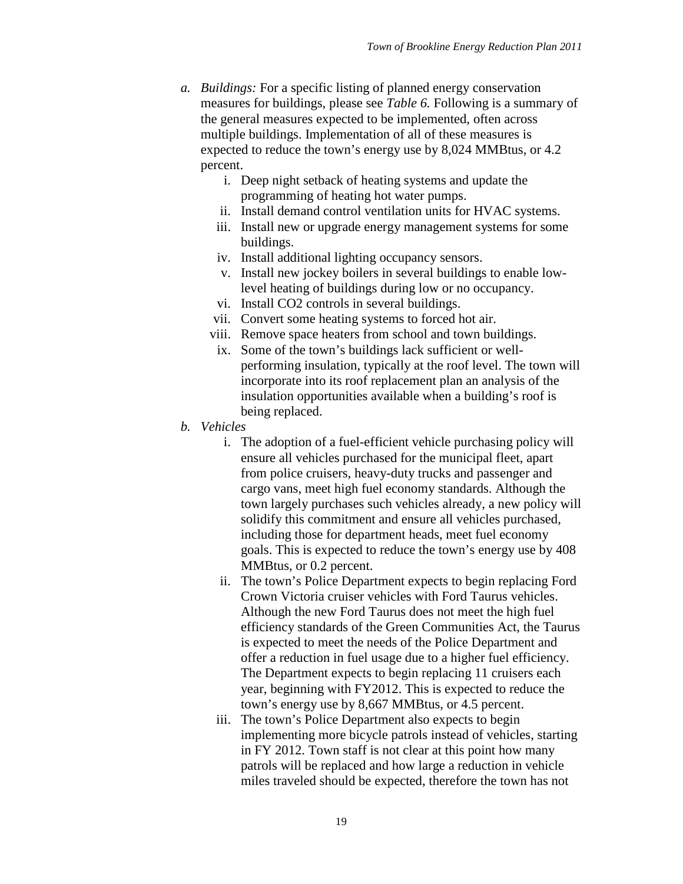a. *Buildings:* For a specific listing of planned energy conservation measures for buildings, please see *Table 6.* Following is a summary of the general measures expected to be implemented, often across multiple buildings. Implementation of all of these measures is expected to reduce the town's energy use by 8,024 MMBtus, or 4.2 percent.
   i. Deep night setback of heating systems and update the programming of heating hot water pumps.
   ii. Install demand control ventilation units for HVAC systems.
   iii. Install new or upgrade energy management systems for some buildings.
   iv. Install additional lighting occupancy sensors.
   v. Install new jockey boilers in several buildings to enable low-level heating of buildings during low or no occupancy.
   vi. Install $CO_2$ controls in several buildings.
   vii. Convert some heating systems to forced hot air.
   viii. Remove space heaters from school and town buildings.
   ix. Some of the town's buildings lack sufficient or well-performing insulation, typically at the roof level. The town will incorporate into its roof replacement plan an analysis of the insulation opportunities available when a building's roof is being replaced.

b. *Vehicles*
   i. The adoption of a fuel-efficient vehicle purchasing policy will ensure all vehicles purchased for the municipal fleet, apart from police cruisers, heavy-duty trucks and passenger and cargo vans, meet high fuel economy standards. Although the town largely purchases such vehicles already, a new policy will solidify this commitment and ensure all vehicles purchased, including those for department heads, meet fuel economy goals. This is expected to reduce the town's energy use by 408 MMBtus, or 0.2 percent.
   ii. The town's Police Department expects to begin replacing Ford Crown Victoria cruiser vehicles with Ford Taurus vehicles. Although the new Ford Taurus does not meet the high fuel efficiency standards of the Green Communities Act, the Taurus is expected to meet the needs of the Police Department and offer a reduction in fuel usage due to a higher fuel efficiency. The Department expects to begin replacing 11 cruisers each year, beginning with FY2012. This is expected to reduce the town's energy use by 8,667 MMBtus, or 4.5 percent.
   iii. The town's Police Department also expects to begin implementing more bicycle patrols instead of vehicles, starting in FY 2012. Town staff is not clear at this point how many patrols will be replaced and how large a reduction in vehicle miles traveled should be expected, therefore the town has not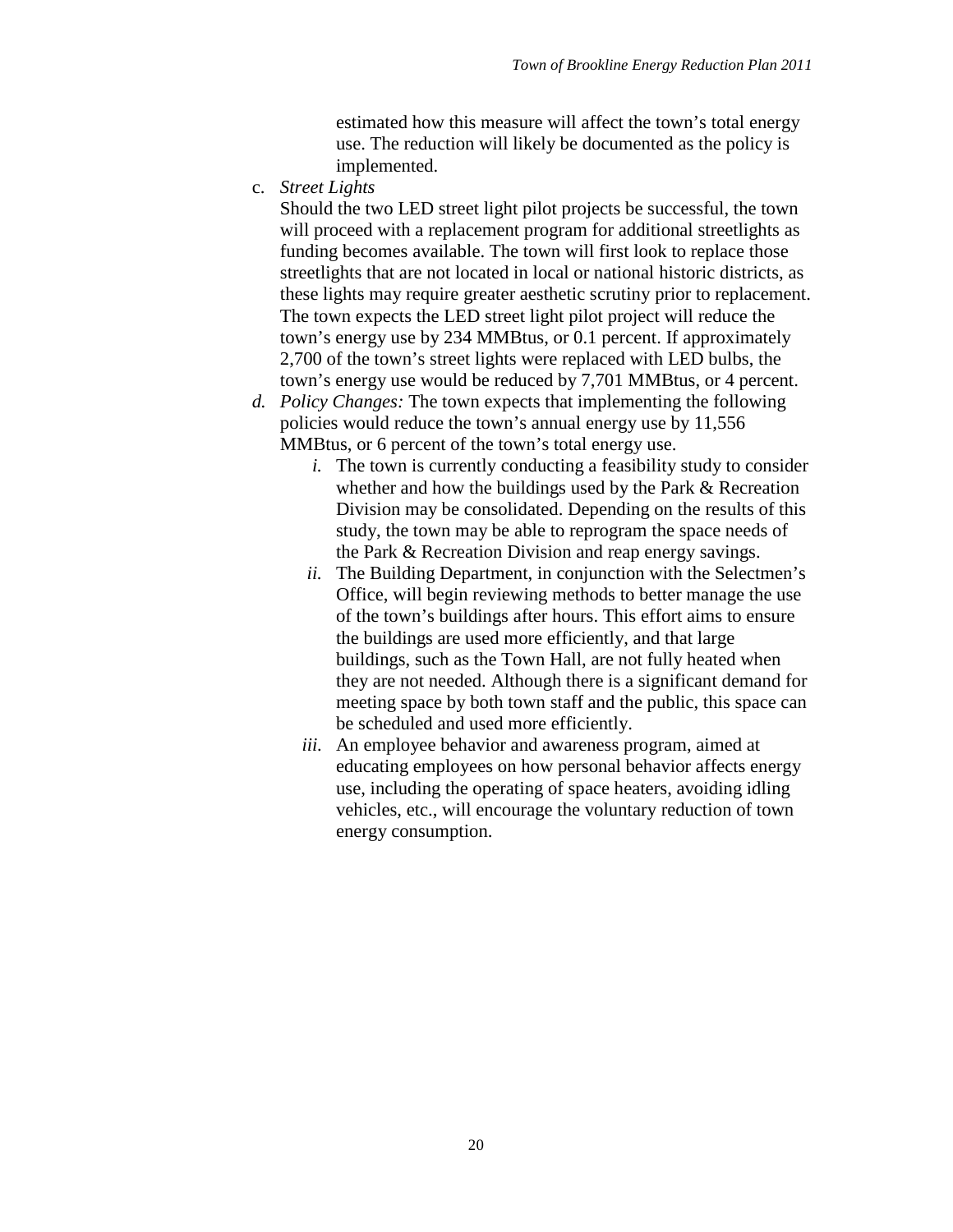estimated how this measure will affect the town's total energy use. The reduction will likely be documented as the policy is implemented.

c. *Street Lights*
   Should the two LED street light pilot projects be successful, the town will proceed with a replacement program for additional streetlights as funding becomes available. The town will first look to replace those streetlights that are not located in local or national historic districts, as these lights may require greater aesthetic scrutiny prior to replacement. The town expects the LED street light pilot project will reduce the town's energy use by 234 MMBtus, or 0.1 percent. If approximately 2,700 of the town's street lights were replaced with LED bulbs, the town's energy use would be reduced by 7,701 MMBtus, or 4 percent.

d. *Policy Changes:* The town expects that implementing the following policies would reduce the town's annual energy use by 11,556 MMBtus, or 6 percent of the town's total energy use.
   *i.* The town is currently conducting a feasibility study to consider whether and how the buildings used by the Park & Recreation Division may be consolidated. Depending on the results of this study, the town may be able to reprogram the space needs of the Park & Recreation Division and reap energy savings.
   *ii.* The Building Department, in conjunction with the Selectmen's Office, will begin reviewing methods to better manage the use of the town's buildings after hours. This effort aims to ensure the buildings are used more efficiently, and that large buildings, such as the Town Hall, are not fully heated when they are not needed. Although there is a significant demand for meeting space by both town staff and the public, this space can be scheduled and used more efficiently.
   *iii.* An employee behavior and awareness program, aimed at educating employees on how personal behavior affects energy use, including the operating of space heaters, avoiding idling vehicles, etc., will encourage the voluntary reduction of town energy consumption.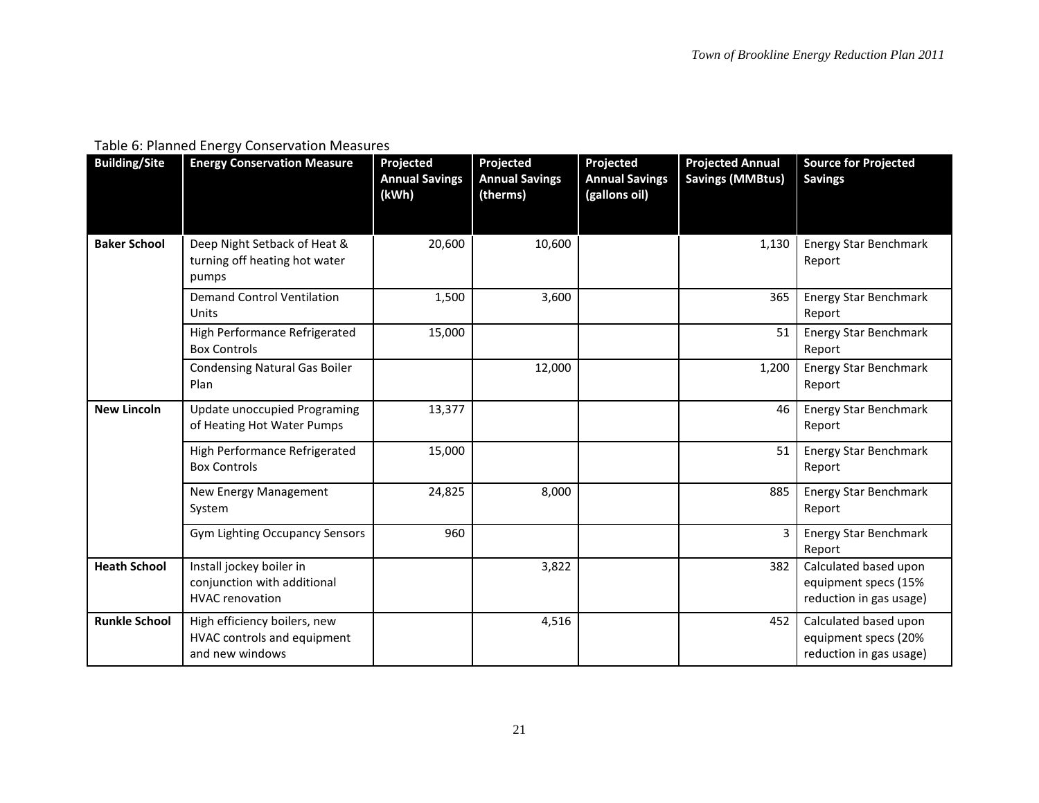Table 6: Planned Energy Conservation Measures

| Building/Site | Energy Conservation Measure | Projected Annual Savings (kWh) | Projected Annual Savings (therms) | Projected Annual Savings (gallons oil) | Projected Annual Savings (MMBtus) | Source for Projected Savings |
|---|---|---|---|---|---|---|
| **Baker School** | Deep Night Setback of Heat & turning off heating hot water pumps | 20,600 | 10,600 | | 1,130 | Energy Star Benchmark Report |
| | Demand Control Ventilation Units | 1,500 | 3,600 | | 365 | Energy Star Benchmark Report |
| | High Performance Refrigerated Box Controls | 15,000 | | | 51 | Energy Star Benchmark Report |
| | Condensing Natural Gas Boiler Plan | | 12,000 | | 1,200 | Energy Star Benchmark Report |
| **New Lincoln** | Update unoccupied Programing of Heating Hot Water Pumps | 13,377 | | | 46 | Energy Star Benchmark Report |
| | High Performance Refrigerated Box Controls | 15,000 | | | 51 | Energy Star Benchmark Report |
| | New Energy Management System | 24,825 | 8,000 | | 885 | Energy Star Benchmark Report |
| | Gym Lighting Occupancy Sensors | 960 | | | 3 | Energy Star Benchmark Report |
| **Heath School** | Install jockey boiler in conjunction with additional HVAC renovation | | 3,822 | | 382 | Calculated based upon equipment specs (15% reduction in gas usage) |
| **Runkle School** | High efficiency boilers, new HVAC controls and equipment and new windows | | 4,516 | | 452 | Calculated based upon equipment specs (20% reduction in gas usage) |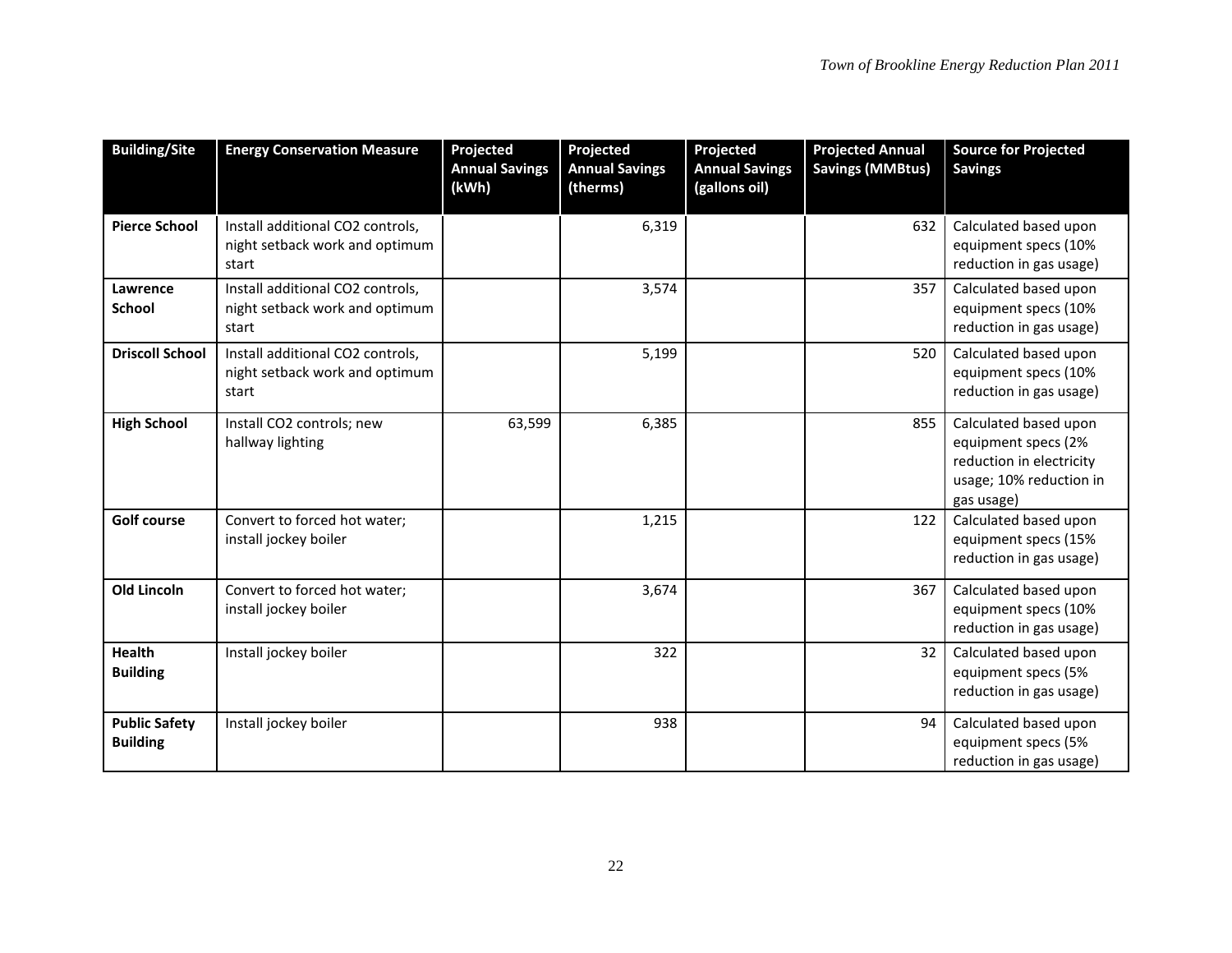| Building/Site | Energy Conservation Measure | Projected Annual Savings (kWh) | Projected Annual Savings (therms) | Projected Annual Savings (gallons oil) | Projected Annual Savings (MMBtus) | Source for Projected Savings |
|---|---|---|---|---|---|---|
| **Pierce School** | Install additional $CO_2$ controls, night setback work and optimum start | | 6,319 | | 632 | Calculated based upon equipment specs (10% reduction in gas usage) |
| **Lawrence School** | Install additional $CO_2$ controls, night setback work and optimum start | | 3,574 | | 357 | Calculated based upon equipment specs (10% reduction in gas usage) |
| **Driscoll School** | Install additional $CO_2$ controls, night setback work and optimum start | | 5,199 | | 520 | Calculated based upon equipment specs (10% reduction in gas usage) |
| **High School** | Install $CO_2$ controls; new hallway lighting | 63,599 | 6,385 | | 855 | Calculated based upon equipment specs (2% reduction in electricity usage; 10% reduction in gas usage) |
| **Golf course** | Convert to forced hot water; install jockey boiler | | 1,215 | | 122 | Calculated based upon equipment specs (15% reduction in gas usage) |
| **Old Lincoln** | Convert to forced hot water; install jockey boiler | | 3,674 | | 367 | Calculated based upon equipment specs (10% reduction in gas usage) |
| **Health Building** | Install jockey boiler | | 322 | | 32 | Calculated based upon equipment specs (5% reduction in gas usage) |
| **Public Safety Building** | Install jockey boiler | | 938 | | 94 | Calculated based upon equipment specs (5% reduction in gas usage) |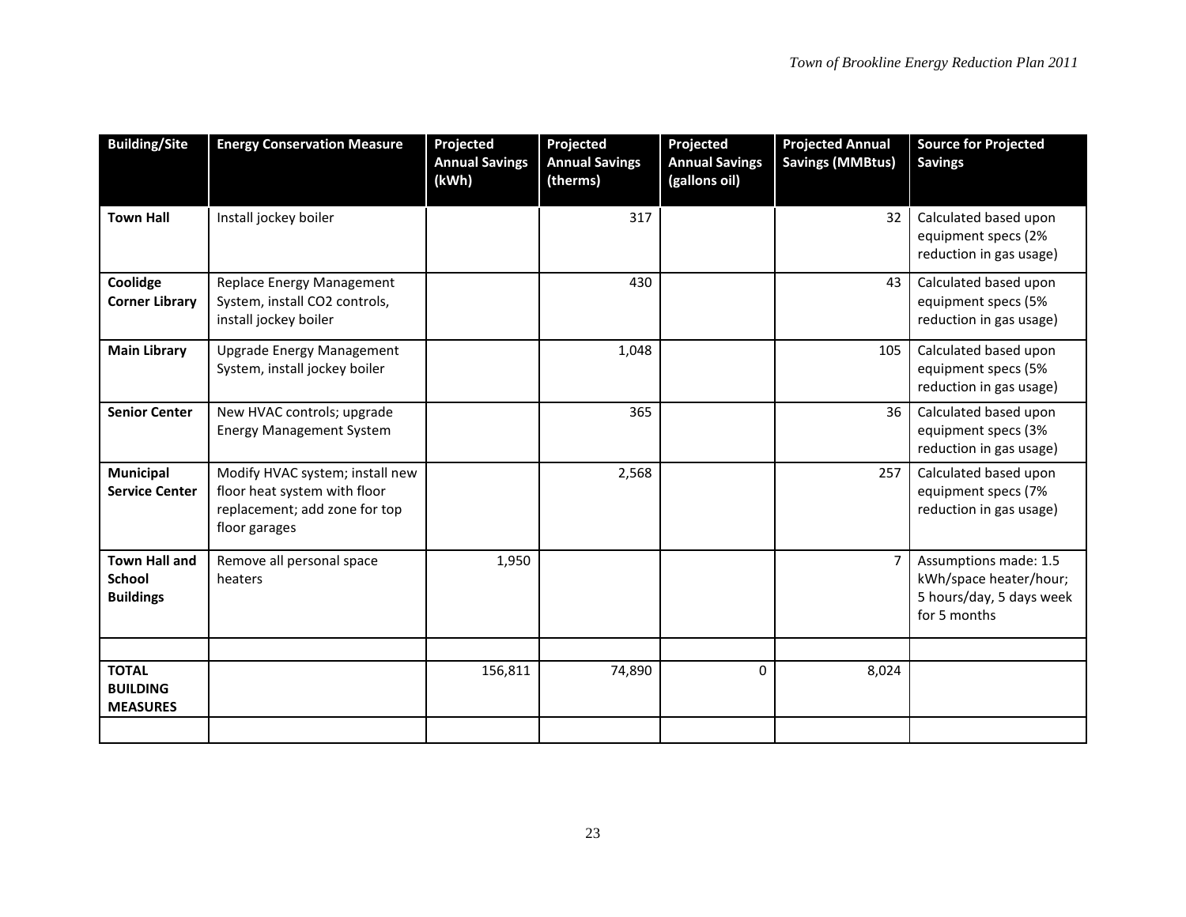| Building/Site | Energy Conservation Measure | Projected Annual Savings (kWh) | Projected Annual Savings (therms) | Projected Annual Savings (gallons oil) | Projected Annual Savings (MMBtus) | Source for Projected Savings |
|---|---|---|---|---|---|---|
| **Town Hall** | Install jockey boiler | | 317 | | 32 | Calculated based upon equipment specs (2% reduction in gas usage) |
| **Coolidge Corner Library** | Replace Energy Management System, install $CO_2$ controls, install jockey boiler | | 430 | | 43 | Calculated based upon equipment specs (5% reduction in gas usage) |
| **Main Library** | Upgrade Energy Management System, install jockey boiler | | 1,048 | | 105 | Calculated based upon equipment specs (5% reduction in gas usage) |
| **Senior Center** | New HVAC controls; upgrade Energy Management System | | 365 | | 36 | Calculated based upon equipment specs (3% reduction in gas usage) |
| **Municipal Service Center** | Modify HVAC system; install new floor heat system with floor replacement; add zone for top floor garages | | 2,568 | | 257 | Calculated based upon equipment specs (7% reduction in gas usage) |
| **Town Hall and School Buildings** | Remove all personal space heaters | 1,950 | | | 7 | Assumptions made: 1.5 kWh/space heater/hour; 5 hours/day, 5 days week for 5 months |
| | | | | | | |
| **TOTAL BUILDING MEASURES** | | 156,811 | 74,890 | 0 | 8,024 | |
| | | | | | | |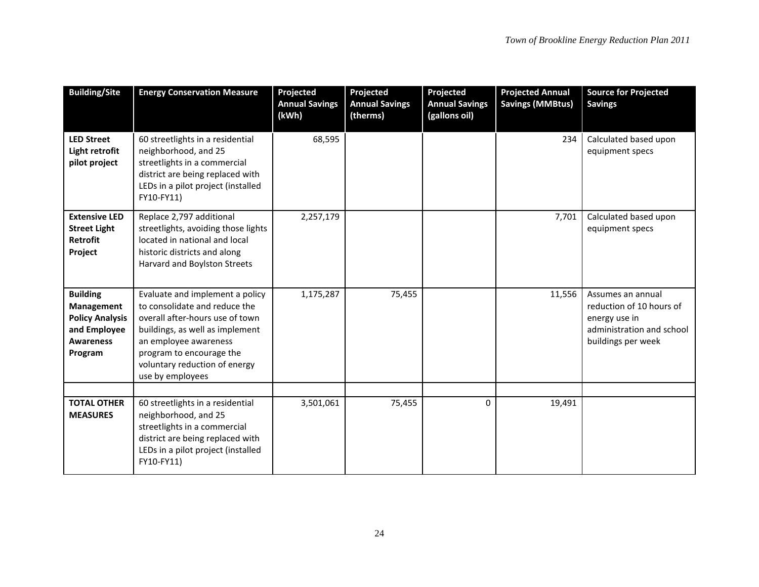| Building/Site | Energy Conservation Measure | Projected Annual Savings (kWh) | Projected Annual Savings (therms) | Projected Annual Savings (gallons oil) | Projected Annual Savings (MMBtus) | Source for Projected Savings |
|---|---|---|---|---|---|---|
| **LED Street Light retrofit pilot project** | 60 streetlights in a residential neighborhood, and 25 streetlights in a commercial district are being replaced with LEDs in a pilot project (installed FY10-FY11) | 68,595 | | | 234 | Calculated based upon equipment specs |
| **Extensive LED Street Light Retrofit Project** | Replace 2,797 additional streetlights, avoiding those lights located in national and local historic districts and along Harvard and Boylston Streets | 2,257,179 | | | 7,701 | Calculated based upon equipment specs |
| **Building Management Policy Analysis and Employee Awareness Program** | Evaluate and implement a policy to consolidate and reduce the overall after-hours use of town buildings, as well as implement an employee awareness program to encourage the voluntary reduction of energy use by employees | 1,175,287 | 75,455 | | 11,556 | Assumes an annual reduction of 10 hours of energy use in administration and school buildings per week |
| | | | | | | |
| **TOTAL OTHER MEASURES** | 60 streetlights in a residential neighborhood, and 25 streetlights in a commercial district are being replaced with LEDs in a pilot project (installed FY10-FY11) | 3,501,061 | 75,455 | 0 | 19,491 | |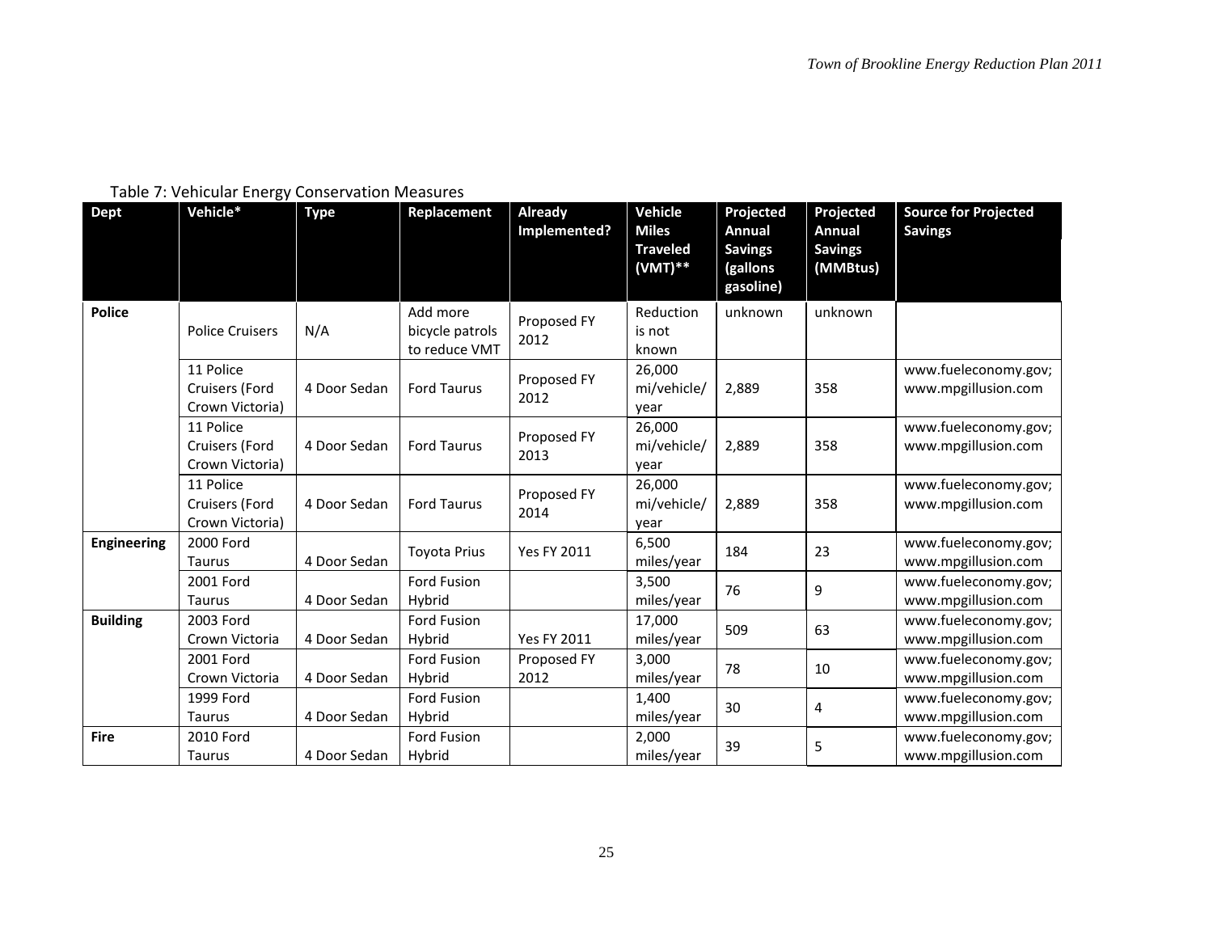Table 7: Vehicular Energy Conservation Measures

| Dept | Vehicle* | Type | Replacement | Already Implemented? | Vehicle Miles Traveled (VMT)** | Projected Annual Savings (gallons gasoline) | Projected Annual Savings (MMBtus) | Source for Projected Savings |
|---|---|---|---|---|---|---|---|---|
| **Police** | Police Cruisers | N/A | Add more bicycle patrols to reduce VMT | Proposed FY 2012 | Reduction is not known | unknown | unknown | |
| | 11 Police Cruisers (Ford Crown Victoria) | 4 Door Sedan | Ford Taurus | Proposed FY 2012 | 26,000 mi/vehicle/ year | 2,889 | 358 | www.fueleconomy.gov; www.mpgillusion.com |
| | 11 Police Cruisers (Ford Crown Victoria) | 4 Door Sedan | Ford Taurus | Proposed FY 2013 | 26,000 mi/vehicle/ year | 2,889 | 358 | www.fueleconomy.gov; www.mpgillusion.com |
| | 11 Police Cruisers (Ford Crown Victoria) | 4 Door Sedan | Ford Taurus | Proposed FY 2014 | 26,000 mi/vehicle/ year | 2,889 | 358 | www.fueleconomy.gov; www.mpgillusion.com |
| **Engineering** | 2000 Ford Taurus | 4 Door Sedan | Toyota Prius | Yes FY 2011 | 6,500 miles/year | 184 | 23 | www.fueleconomy.gov; www.mpgillusion.com |
| | 2001 Ford Taurus | 4 Door Sedan | Ford Fusion Hybrid | | 3,500 miles/year | 76 | 9 | www.fueleconomy.gov; www.mpgillusion.com |
| **Building** | 2003 Ford Crown Victoria | 4 Door Sedan | Ford Fusion Hybrid | Yes FY 2011 | 17,000 miles/year | 509 | 63 | www.fueleconomy.gov; www.mpgillusion.com |
| | 2001 Ford Crown Victoria | 4 Door Sedan | Ford Fusion Hybrid | Proposed FY 2012 | 3,000 miles/year | 78 | 10 | www.fueleconomy.gov; www.mpgillusion.com |
| | 1999 Ford Taurus | 4 Door Sedan | Ford Fusion Hybrid | | 1,400 miles/year | 30 | 4 | www.fueleconomy.gov; www.mpgillusion.com |
| **Fire** | 2010 Ford Taurus | 4 Door Sedan | Ford Fusion Hybrid | | 2,000 miles/year | 39 | 5 | www.fueleconomy.gov; www.mpgillusion.com |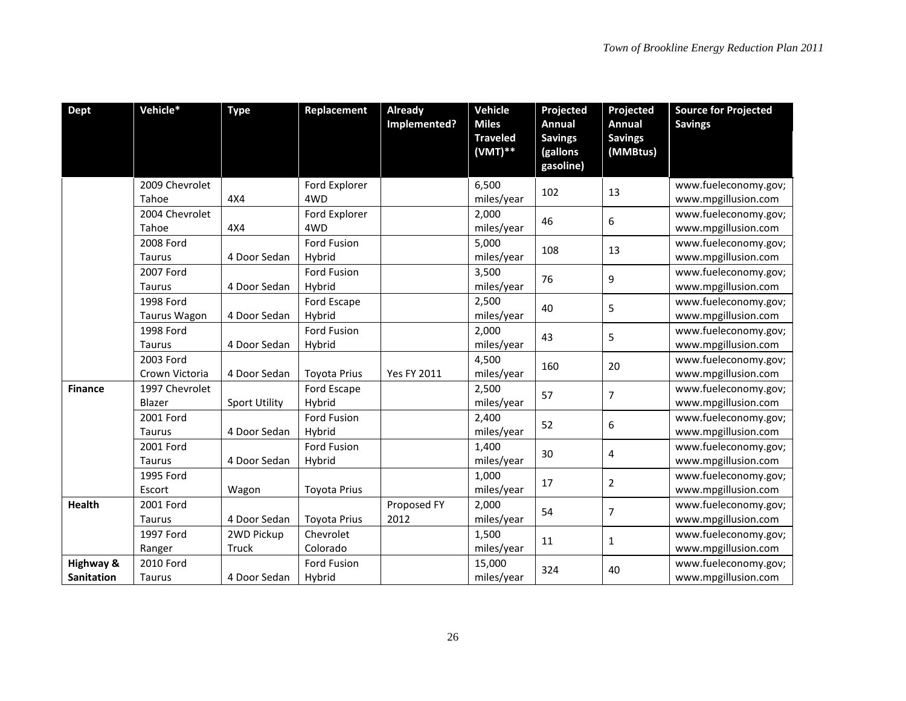| Dept | Vehicle* | Type | Replacement | Already Implemented? | Vehicle Miles Traveled (VMT)** | Projected Annual Savings (gallons gasoline) | Projected Annual Savings (MMBtus) | Source for Projected Savings |
|---|---|---|---|---|---|---|---|---|
| | 2009 Chevrolet Tahoe | 4X4 | Ford Explorer 4WD | | 6,500 miles/year | 102 | 13 | www.fueleconomy.gov; www.mpgillusion.com |
| | 2004 Chevrolet Tahoe | 4X4 | Ford Explorer 4WD | | 2,000 miles/year | 46 | 6 | www.fueleconomy.gov; www.mpgillusion.com |
| | 2008 Ford Taurus | 4 Door Sedan | Ford Fusion Hybrid | | 5,000 miles/year | 108 | 13 | www.fueleconomy.gov; www.mpgillusion.com |
| | 2007 Ford Taurus | 4 Door Sedan | Ford Fusion Hybrid | | 3,500 miles/year | 76 | 9 | www.fueleconomy.gov; www.mpgillusion.com |
| | 1998 Ford Taurus Wagon | 4 Door Sedan | Ford Escape Hybrid | | 2,500 miles/year | 40 | 5 | www.fueleconomy.gov; www.mpgillusion.com |
| | 1998 Ford Taurus | 4 Door Sedan | Ford Fusion Hybrid | | 2,000 miles/year | 43 | 5 | www.fueleconomy.gov; www.mpgillusion.com |
| | 2003 Ford Crown Victoria | 4 Door Sedan | Toyota Prius | Yes FY 2011 | 4,500 miles/year | 160 | 20 | www.fueleconomy.gov; www.mpgillusion.com |
| **Finance** | 1997 Chevrolet Blazer | Sport Utility | Ford Escape Hybrid | | 2,500 miles/year | 57 | 7 | www.fueleconomy.gov; www.mpgillusion.com |
| | 2001 Ford Taurus | 4 Door Sedan | Ford Fusion Hybrid | | 2,400 miles/year | 52 | 6 | www.fueleconomy.gov; www.mpgillusion.com |
| | 2001 Ford Taurus | 4 Door Sedan | Ford Fusion Hybrid | | 1,400 miles/year | 30 | 4 | www.fueleconomy.gov; www.mpgillusion.com |
| | 1995 Ford Escort | Wagon | Toyota Prius | | 1,000 miles/year | 17 | 2 | www.fueleconomy.gov; www.mpgillusion.com |
| **Health** | 2001 Ford Taurus | 4 Door Sedan | Toyota Prius | Proposed FY 2012 | 2,000 miles/year | 54 | 7 | www.fueleconomy.gov; www.mpgillusion.com |
| | 1997 Ford Ranger | 2WD Pickup Truck | Chevrolet Colorado | | 1,500 miles/year | 11 | 1 | www.fueleconomy.gov; www.mpgillusion.com |
| **Highway & Sanitation** | 2010 Ford Taurus | 4 Door Sedan | Ford Fusion Hybrid | | 15,000 miles/year | 324 | 40 | www.fueleconomy.gov; www.mpgillusion.com |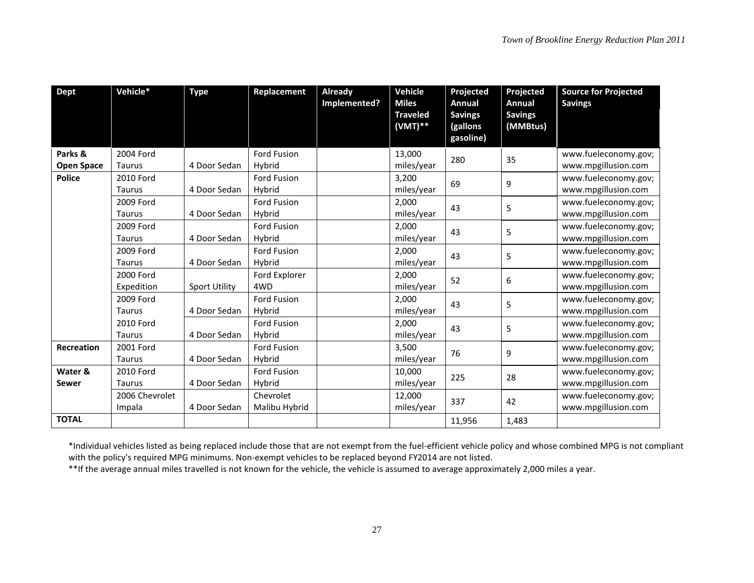| Dept | Vehicle* | Type | Replacement | Already Implemented? | Vehicle Miles Traveled (VMT)** | Projected Annual Savings (gallons gasoline) | Projected Annual Savings (MMBtus) | Source for Projected Savings |
|---|---|---|---|---|---|---|---|---|
| **Parks & Open Space** | 2004 Ford Taurus | 4 Door Sedan | Ford Fusion Hybrid | | 13,000 miles/year | 280 | 35 | www.fueleconomy.gov; www.mpgillusion.com |
| **Police** | 2010 Ford Taurus | 4 Door Sedan | Ford Fusion Hybrid | | 3,200 miles/year | 69 | 9 | www.fueleconomy.gov; www.mpgillusion.com |
| | 2009 Ford Taurus | 4 Door Sedan | Ford Fusion Hybrid | | 2,000 miles/year | 43 | 5 | www.fueleconomy.gov; www.mpgillusion.com |
| | 2009 Ford Taurus | 4 Door Sedan | Ford Fusion Hybrid | | 2,000 miles/year | 43 | 5 | www.fueleconomy.gov; www.mpgillusion.com |
| | 2009 Ford Taurus | 4 Door Sedan | Ford Fusion Hybrid | | 2,000 miles/year | 43 | 5 | www.fueleconomy.gov; www.mpgillusion.com |
| | 2000 Ford Expedition | Sport Utility | Ford Explorer 4WD | | 2,000 miles/year | 52 | 6 | www.fueleconomy.gov; www.mpgillusion.com |
| | 2009 Ford Taurus | 4 Door Sedan | Ford Fusion Hybrid | | 2,000 miles/year | 43 | 5 | www.fueleconomy.gov; www.mpgillusion.com |
| | 2010 Ford Taurus | 4 Door Sedan | Ford Fusion Hybrid | | 2,000 miles/year | 43 | 5 | www.fueleconomy.gov; www.mpgillusion.com |
| **Recreation** | 2001 Ford Taurus | 4 Door Sedan | Ford Fusion Hybrid | | 3,500 miles/year | 76 | 9 | www.fueleconomy.gov; www.mpgillusion.com |
| **Water & Sewer** | 2010 Ford Taurus | 4 Door Sedan | Ford Fusion Hybrid | | 10,000 miles/year | 225 | 28 | www.fueleconomy.gov; www.mpgillusion.com |
| | 2006 Chevrolet Impala | 4 Door Sedan | Chevrolet Malibu Hybrid | | 12,000 miles/year | 337 | 42 | www.fueleconomy.gov; www.mpgillusion.com |
| **TOTAL** | | | | | | 11,956 | 1,483 | |

*Individual vehicles listed as being replaced include those that are not exempt from the fuel-efficient vehicle policy and whose combined MPG is not compliant with the policy's required MPG minimums. Non-exempt vehicles to be replaced beyond FY2014 are not listed.

**If the average annual miles travelled is not known for the vehicle, the vehicle is assumed to average approximately 2,000 miles a year.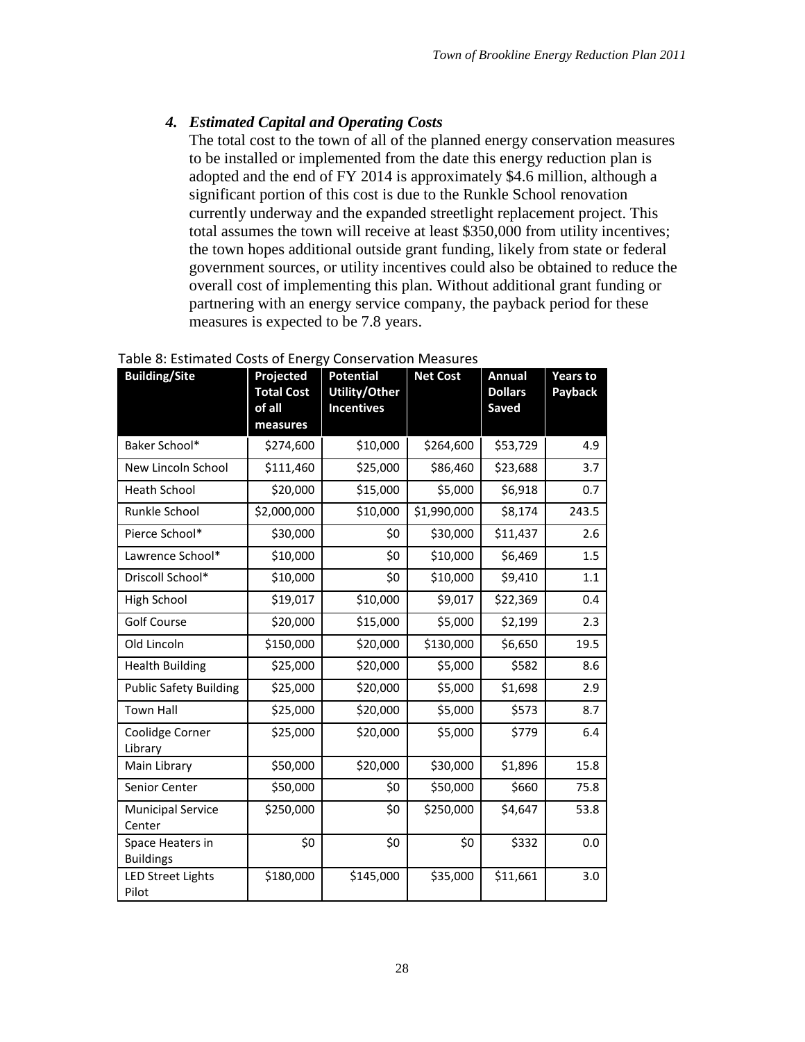### *4. Estimated Capital and Operating Costs*

The total cost to the town of all of the planned energy conservation measures to be installed or implemented from the date this energy reduction plan is adopted and the end of FY 2014 is approximately $4.6 million, although a significant portion of this cost is due to the Runkle School renovation currently underway and the expanded streetlight replacement project. This total assumes the town will receive at least $350,000 from utility incentives; the town hopes additional outside grant funding, likely from state or federal government sources, or utility incentives could also be obtained to reduce the overall cost of implementing this plan. Without additional grant funding or partnering with an energy service company, the payback period for these measures is expected to be 7.8 years.

Table 8: Estimated Costs of Energy Conservation Measures

| Building/Site | Projected Total Cost of all measures | Potential Utility/Other Incentives | Net Cost | Annual Dollars Saved | Years to Payback |
|---|---|---|---|---|---|
| Baker School* | $274,600 | $10,000 | $264,600 | $53,729 | 4.9 |
| New Lincoln School | $111,460 | $25,000 | $86,460 | $23,688 | 3.7 |
| Heath School | $20,000 | $15,000 | $5,000 | $6,918 | 0.7 |
| Runkle School | $2,000,000 | $10,000 | $1,990,000 | $8,174 | 243.5 |
| Pierce School* | $30,000 | $0 | $30,000 | $11,437 | 2.6 |
| Lawrence School* | $10,000 | $0 | $10,000 | $6,469 | 1.5 |
| Driscoll School* | $10,000 | $0 | $10,000 | $9,410 | 1.1 |
| High School | $19,017 | $10,000 | $9,017 | $22,369 | 0.4 |
| Golf Course | $20,000 | $15,000 | $5,000 | $2,199 | 2.3 |
| Old Lincoln | $150,000 | $20,000 | $130,000 | $6,650 | 19.5 |
| Health Building | $25,000 | $20,000 | $5,000 | $582 | 8.6 |
| Public Safety Building | $25,000 | $20,000 | $5,000 | $1,698 | 2.9 |
| Town Hall | $25,000 | $20,000 | $5,000 | $573 | 8.7 |
| Coolidge Corner Library | $25,000 | $20,000 | $5,000 | $779 | 6.4 |
| Main Library | $50,000 | $20,000 | $30,000 | $1,896 | 15.8 |
| Senior Center | $50,000 | $0 | $50,000 | $660 | 75.8 |
| Municipal Service Center | $250,000 | $0 | $250,000 | $4,647 | 53.8 |
| Space Heaters in Buildings | $0 | $0 | $0 | $332 | 0.0 |
| LED Street Lights Pilot | $180,000 | $145,000 | $35,000 | $11,661 | 3.0 |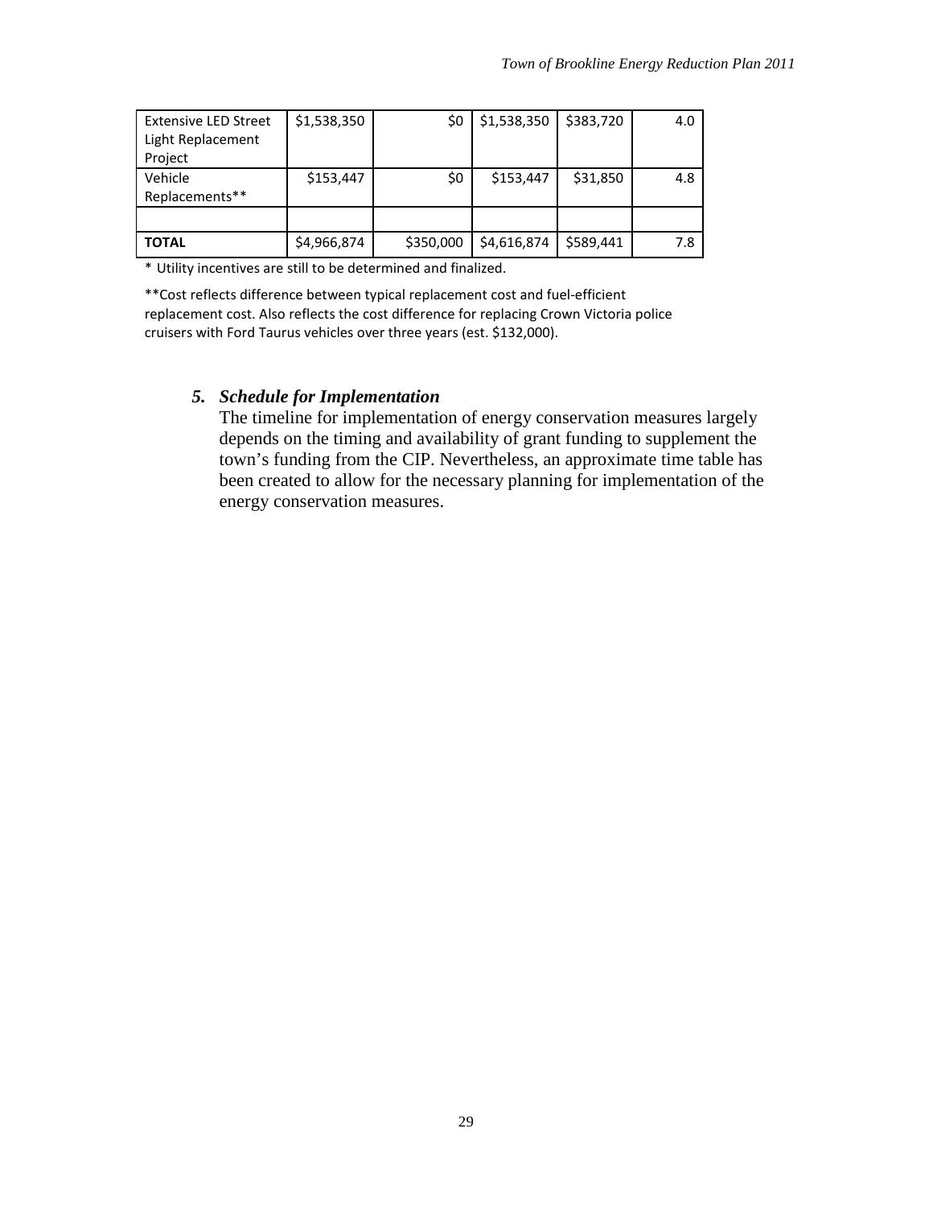| Extensive LED Street Light Replacement Project | $1,538,350 | $0 | $1,538,350 | $383,720 | 4.0 |
|---|---|---|---|---|---|
| Vehicle Replacements** | $153,447 | $0 | $153,447 | $31,850 | 4.8 |
| | | | | | |
| **TOTAL** | $4,966,874 | $350,000 | $4,616,874 | $589,441 | 7.8 |

* Utility incentives are still to be determined and finalized.

**Cost reflects difference between typical replacement cost and fuel-efficient replacement cost. Also reflects the cost difference for replacing Crown Victoria police cruisers with Ford Taurus vehicles over three years (est. $132,000).

### *5. Schedule for Implementation*

The timeline for implementation of energy conservation measures largely depends on the timing and availability of grant funding to supplement the town's funding from the CIP. Nevertheless, an approximate time table has been created to allow for the necessary planning for implementation of the energy conservation measures.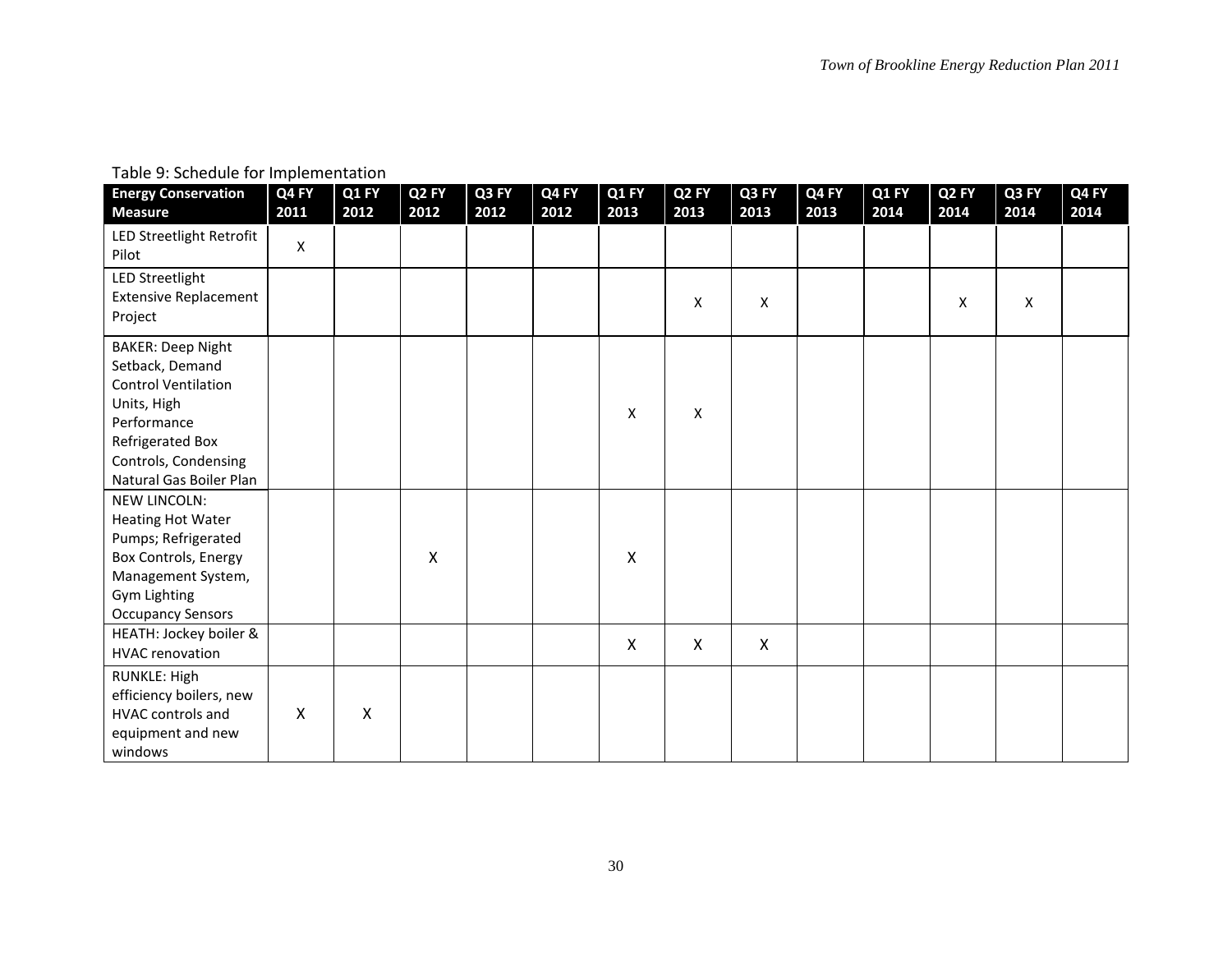Table 9: Schedule for Implementation

| Energy Conservation Measure | Q4 FY 2011 | Q1 FY 2012 | Q2 FY 2012 | Q3 FY 2012 | Q4 FY 2012 | Q1 FY 2013 | Q2 FY 2013 | Q3 FY 2013 | Q4 FY 2013 | Q1 FY 2014 | Q2 FY 2014 | Q3 FY 2014 | Q4 FY 2014 |
|---|---|---|---|---|---|---|---|---|---|---|---|---|---|
| LED Streetlight Retrofit Pilot | X | | | | | | | | | | | | |
| LED Streetlight Extensive Replacement Project | | | | | | | X | X | | | X | X | |
| BAKER: Deep Night Setback, Demand Control Ventilation Units, High Performance Refrigerated Box Controls, Condensing Natural Gas Boiler Plan | | | | | | X | X | | | | | | |
| NEW LINCOLN: Heating Hot Water Pumps; Refrigerated Box Controls, Energy Management System, Gym Lighting Occupancy Sensors | | | X | | | X | | | | | | | |
| HEATH: Jockey boiler & HVAC renovation | | | | | | X | X | X | | | | | |
| RUNKLE: High efficiency boilers, new HVAC controls and equipment and new windows | X | X | | | | | | | | | | | |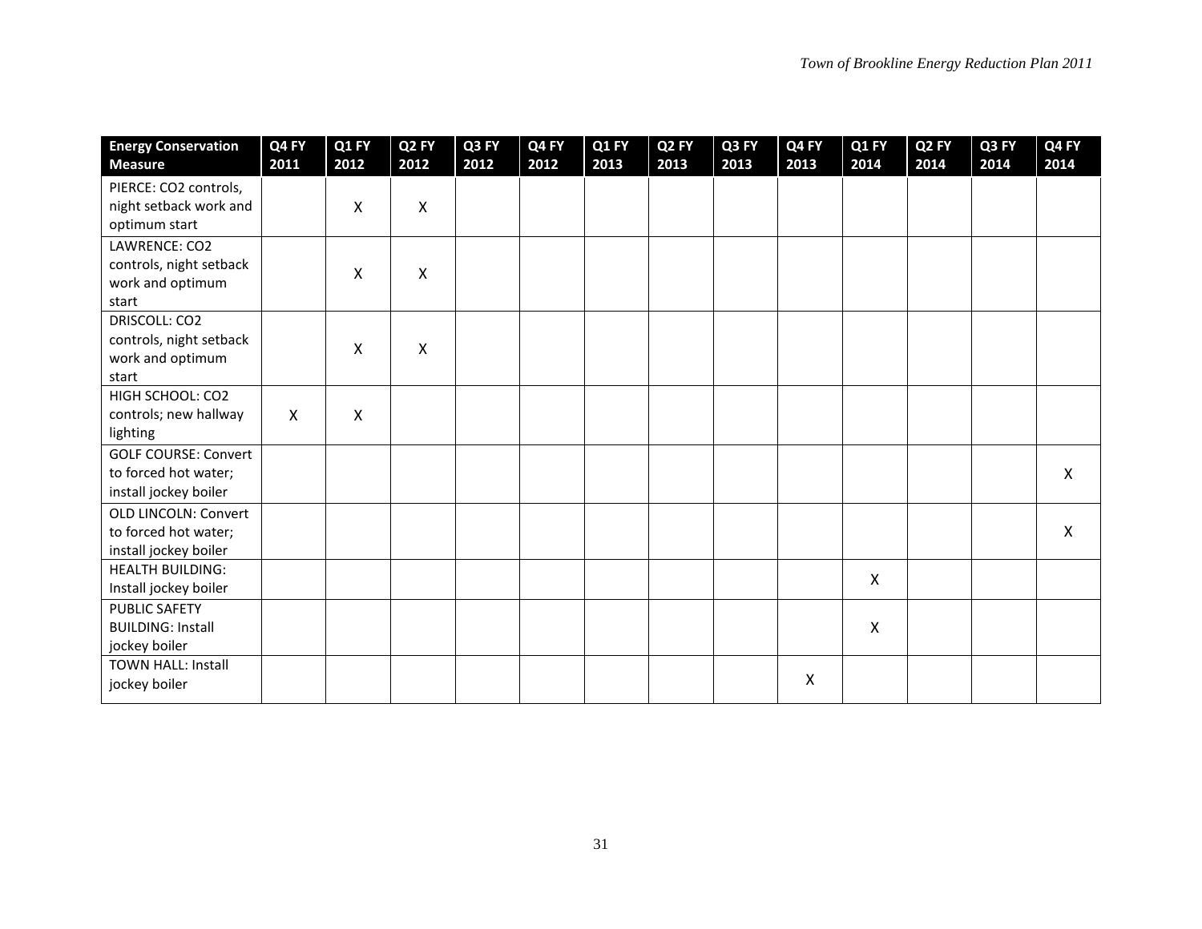| Energy Conservation Measure | Q4 FY 2011 | Q1 FY 2012 | Q2 FY 2012 | Q3 FY 2012 | Q4 FY 2012 | Q1 FY 2013 | Q2 FY 2013 | Q3 FY 2013 | Q4 FY 2013 | Q1 FY 2014 | Q2 FY 2014 | Q3 FY 2014 | Q4 FY 2014 |
|---|---|---|---|---|---|---|---|---|---|---|---|---|---|
| PIERCE: $CO_2$ controls, night setback work and optimum start | | X | X | | | | | | | | | | |
| LAWRENCE: $CO_2$ controls, night setback work and optimum start | | X | X | | | | | | | | | | |
| DRISCOLL: $CO_2$ controls, night setback work and optimum start | | X | X | | | | | | | | | | |
| HIGH SCHOOL: $CO_2$ controls; new hallway lighting | X | X | | | | | | | | | | | |
| GOLF COURSE: Convert to forced hot water; install jockey boiler | | | | | | | | | | | | | X |
| OLD LINCOLN: Convert to forced hot water; install jockey boiler | | | | | | | | | | | | | X |
| HEALTH BUILDING: Install jockey boiler | | | | | | | | | | X | | | |
| PUBLIC SAFETY BUILDING: Install jockey boiler | | | | | | | | | | X | | | |
| TOWN HALL: Install jockey boiler | | | | | | | | | X | | | | |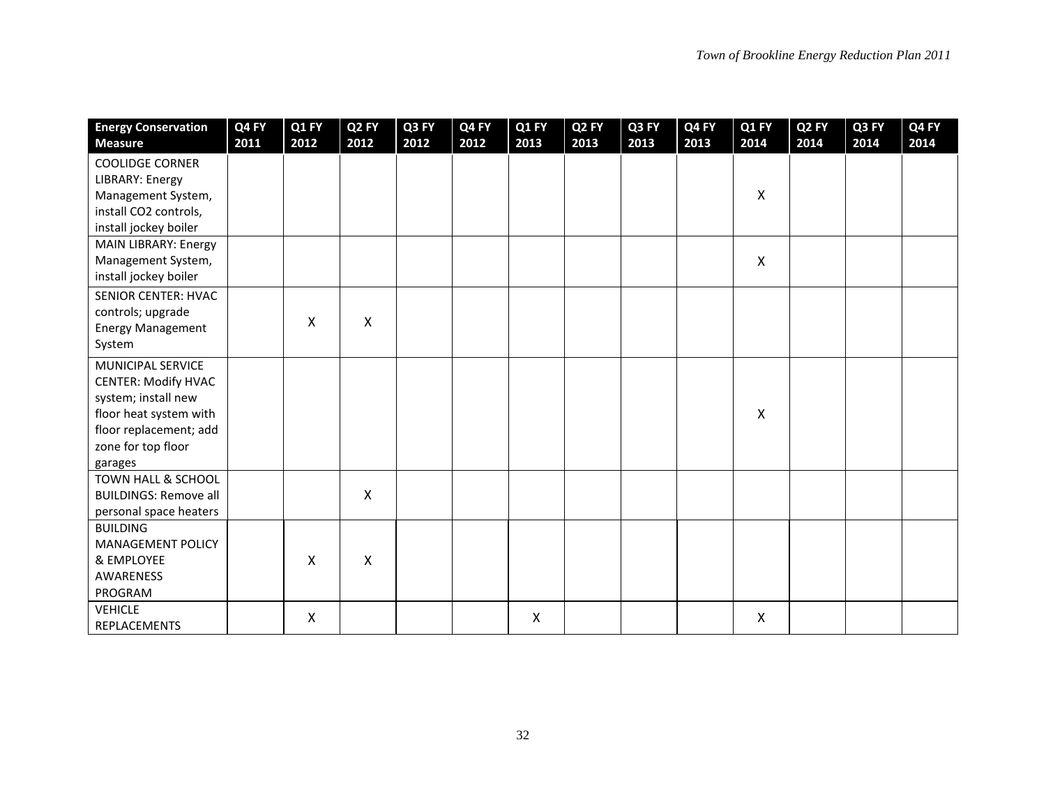| Energy Conservation Measure | Q4 FY 2011 | Q1 FY 2012 | Q2 FY 2012 | Q3 FY 2012 | Q4 FY 2012 | Q1 FY 2013 | Q2 FY 2013 | Q3 FY 2013 | Q4 FY 2013 | Q1 FY 2014 | Q2 FY 2014 | Q3 FY 2014 | Q4 FY 2014 |
|---|---|---|---|---|---|---|---|---|---|---|---|---|---|
| COOLIDGE CORNER LIBRARY: Energy Management System, install $CO_2$ controls, install jockey boiler | | | | | | | | | | X | | | |
| MAIN LIBRARY: Energy Management System, install jockey boiler | | | | | | | | | | X | | | |
| SENIOR CENTER: HVAC controls; upgrade Energy Management System | | X | X | | | | | | | | | | |
| MUNICIPAL SERVICE CENTER: Modify HVAC system; install new floor heat system with floor replacement; add zone for top floor garages | | | | | | | | | | X | | | |
| TOWN HALL & SCHOOL BUILDINGS: Remove all personal space heaters | | | X | | | | | | | | | | |
| BUILDING MANAGEMENT POLICY & EMPLOYEE AWARENESS PROGRAM | | X | X | | | | | | | | | | |
| VEHICLE REPLACEMENTS | | X | | | | X | | | | X | | | |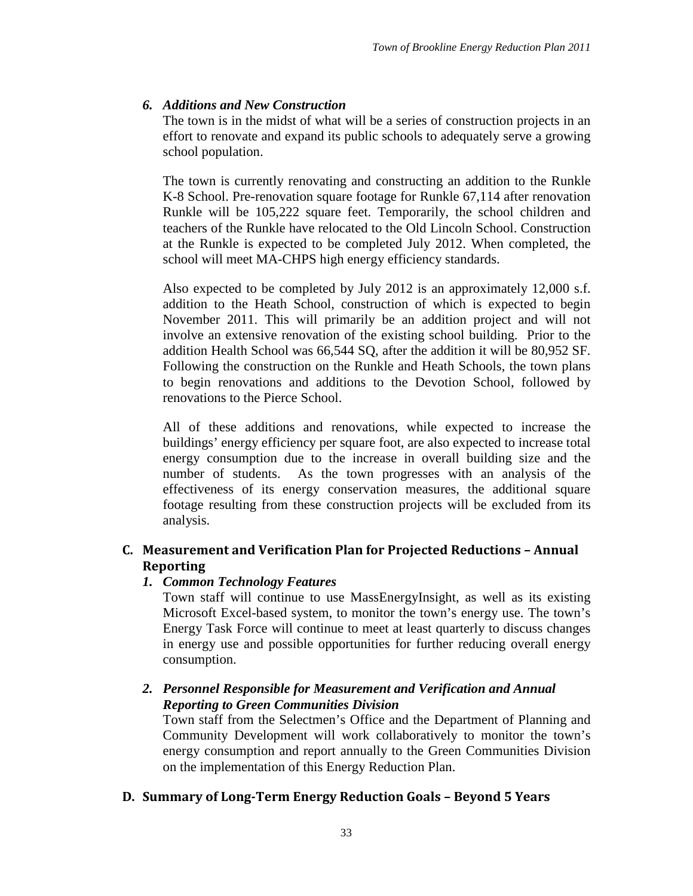### *6. Additions and New Construction*

The town is in the midst of what will be a series of construction projects in an effort to renovate and expand its public schools to adequately serve a growing school population.

The town is currently renovating and constructing an addition to the Runkle K-8 School. Pre-renovation square footage for Runkle 67,114 after renovation Runkle will be 105,222 square feet. Temporarily, the school children and teachers of the Runkle have relocated to the Old Lincoln School. Construction at the Runkle is expected to be completed July 2012. When completed, the school will meet MA-CHPS high energy efficiency standards.

Also expected to be completed by July 2012 is an approximately 12,000 s.f. addition to the Heath School, construction of which is expected to begin November 2011. This will primarily be an addition project and will not involve an extensive renovation of the existing school building. Prior to the addition Health School was 66,544 SQ, after the addition it will be 80,952 SF. Following the construction on the Runkle and Heath Schools, the town plans to begin renovations and additions to the Devotion School, followed by renovations to the Pierce School.

All of these additions and renovations, while expected to increase the buildings' energy efficiency per square foot, are also expected to increase total energy consumption due to the increase in overall building size and the number of students. As the town progresses with an analysis of the effectiveness of its energy conservation measures, the additional square footage resulting from these construction projects will be excluded from its analysis.

## C. Measurement and Verification Plan for Projected Reductions – Annual Reporting

### *1. Common Technology Features*

Town staff will continue to use MassEnergyInsight, as well as its existing Microsoft Excel-based system, to monitor the town's energy use. The town's Energy Task Force will continue to meet at least quarterly to discuss changes in energy use and possible opportunities for further reducing overall energy consumption.

### *2. Personnel Responsible for Measurement and Verification and Annual Reporting to Green Communities Division*

Town staff from the Selectmen's Office and the Department of Planning and Community Development will work collaboratively to monitor the town's energy consumption and report annually to the Green Communities Division on the implementation of this Energy Reduction Plan.

## D. Summary of Long-Term Energy Reduction Goals – Beyond 5 Years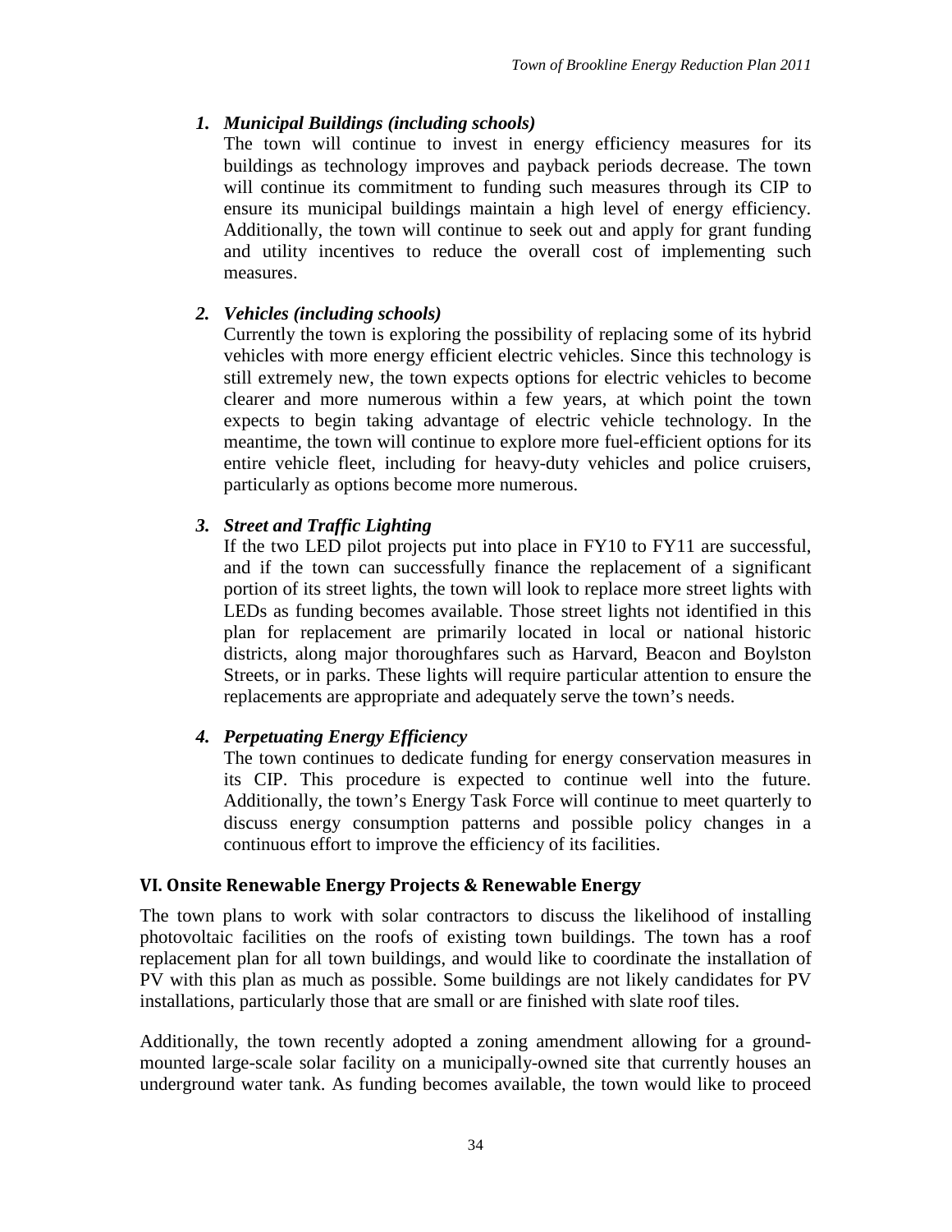1. ***Municipal Buildings (including schools)***

   The town will continue to invest in energy efficiency measures for its buildings as technology improves and payback periods decrease. The town will continue its commitment to funding such measures through its CIP to ensure its municipal buildings maintain a high level of energy efficiency. Additionally, the town will continue to seek out and apply for grant funding and utility incentives to reduce the overall cost of implementing such measures.

2. ***Vehicles (including schools)***

   Currently the town is exploring the possibility of replacing some of its hybrid vehicles with more energy efficient electric vehicles. Since this technology is still extremely new, the town expects options for electric vehicles to become clearer and more numerous within a few years, at which point the town expects to begin taking advantage of electric vehicle technology. In the meantime, the town will continue to explore more fuel-efficient options for its entire vehicle fleet, including for heavy-duty vehicles and police cruisers, particularly as options become more numerous.

3. ***Street and Traffic Lighting***

   If the two LED pilot projects put into place in FY10 to FY11 are successful, and if the town can successfully finance the replacement of a significant portion of its street lights, the town will look to replace more street lights with LEDs as funding becomes available. Those street lights not identified in this plan for replacement are primarily located in local or national historic districts, along major thoroughfares such as Harvard, Beacon and Boylston Streets, or in parks. These lights will require particular attention to ensure the replacements are appropriate and adequately serve the town's needs.

4. ***Perpetuating Energy Efficiency***

   The town continues to dedicate funding for energy conservation measures in its CIP. This procedure is expected to continue well into the future. Additionally, the town's Energy Task Force will continue to meet quarterly to discuss energy consumption patterns and possible policy changes in a continuous effort to improve the efficiency of its facilities.

## VI. Onsite Renewable Energy Projects & Renewable Energy

The town plans to work with solar contractors to discuss the likelihood of installing photovoltaic facilities on the roofs of existing town buildings. The town has a roof replacement plan for all town buildings, and would like to coordinate the installation of PV with this plan as much as possible. Some buildings are not likely candidates for PV installations, particularly those that are small or are finished with slate roof tiles.

Additionally, the town recently adopted a zoning amendment allowing for a ground-mounted large-scale solar facility on a municipally-owned site that currently houses an underground water tank. As funding becomes available, the town would like to proceed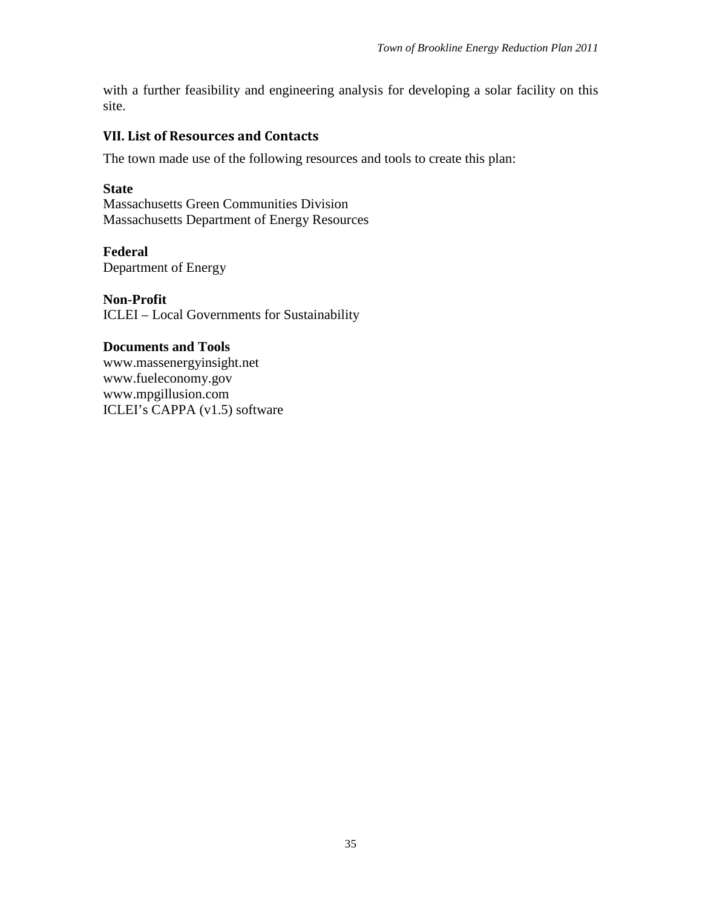with a further feasibility and engineering analysis for developing a solar facility on this site.

## VII. List of Resources and Contacts

The town made use of the following resources and tools to create this plan:

**State**
Massachusetts Green Communities Division
Massachusetts Department of Energy Resources

**Federal**
Department of Energy

**Non-Profit**
ICLEI – Local Governments for Sustainability

**Documents and Tools**
www.massenergyinsight.net
www.fueleconomy.gov
www.mpgillusion.com
ICLEI's CAPPA (v1.5) software